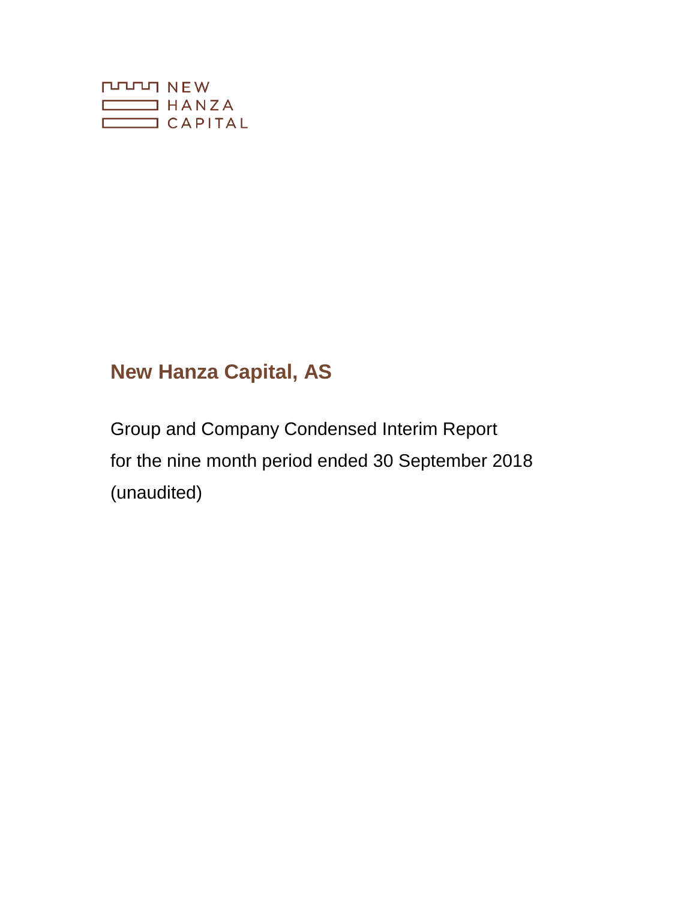NEW
HANZA
CAPITAL

# New Hanza Capital, AS

Group and Company Condensed Interim Report
for the nine month period ended 30 September 2018
(unaudited)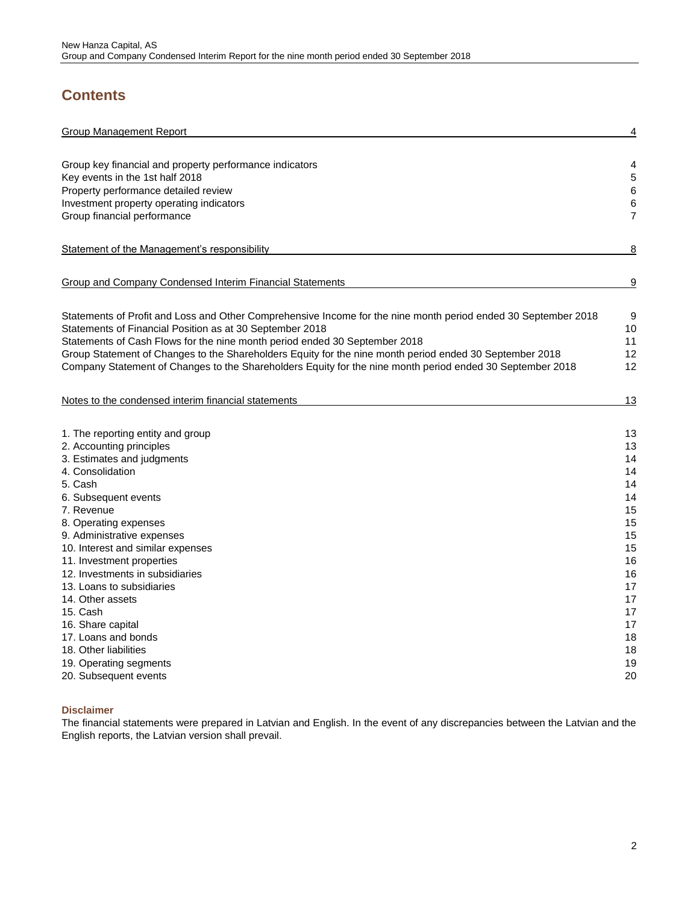# Contents

| | |
|---|---|
| Group Management Report | 4 |
| Group key financial and property performance indicators | 4 |
| Key events in the 1st half 2018 | 5 |
| Property performance detailed review | 6 |
| Investment property operating indicators | 6 |
| Group financial performance | 7 |
| Statement of the Management's responsibility | 8 |
| Group and Company Condensed Interim Financial Statements | 9 |
| Statements of Profit and Loss and Other Comprehensive Income for the nine month period ended 30 September 2018 | 9 |
| Statements of Financial Position as at 30 September 2018 | 10 |
| Statements of Cash Flows for the nine month period ended 30 September 2018 | 11 |
| Group Statement of Changes to the Shareholders Equity for the nine month period ended 30 September 2018 | 12 |
| Company Statement of Changes to the Shareholders Equity for the nine month period ended 30 September 2018 | 12 |
| Notes to the condensed interim financial statements | 13 |
| 1. The reporting entity and group | 13 |
| 2. Accounting principles | 13 |
| 3. Estimates and judgments | 14 |
| 4. Consolidation | 14 |
| 5. Cash | 14 |
| 6. Subsequent events | 14 |
| 7. Revenue | 15 |
| 8. Operating expenses | 15 |
| 9. Administrative expenses | 15 |
| 10. Interest and similar expenses | 15 |
| 11. Investment properties | 16 |
| 12. Investments in subsidiaries | 16 |
| 13. Loans to subsidiaries | 17 |
| 14. Other assets | 17 |
| 15. Cash | 17 |
| 16. Share capital | 17 |
| 17. Loans and bonds | 18 |
| 18. Other liabilities | 18 |
| 19. Operating segments | 19 |
| 20. Subsequent events | 20 |

### Disclaimer

The financial statements were prepared in Latvian and English. In the event of any discrepancies between the Latvian and the English reports, the Latvian version shall prevail.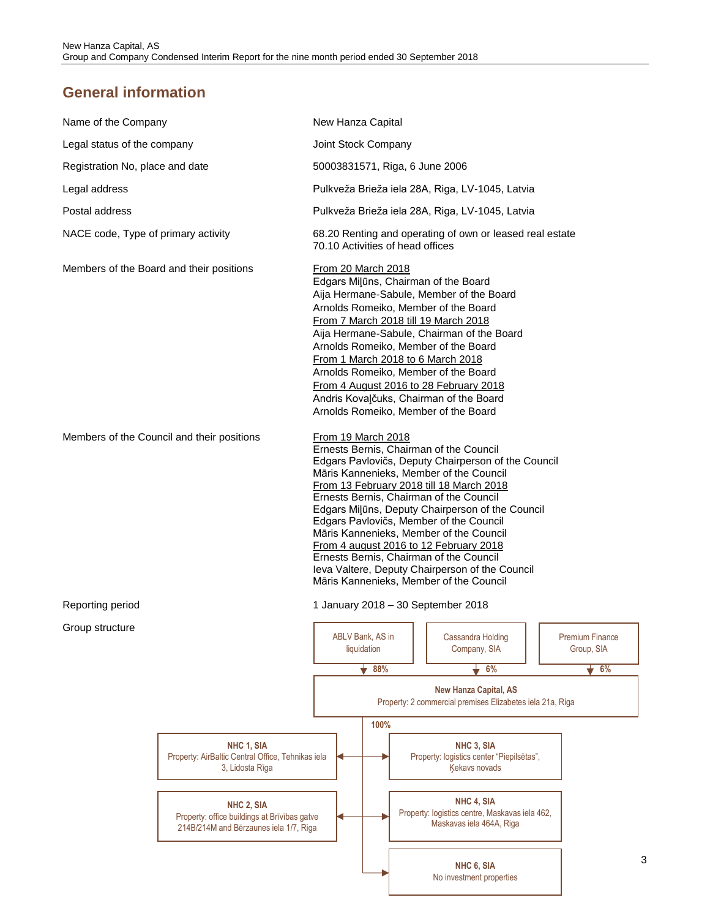## General information

| | |
|---|---|
| Name of the Company | New Hanza Capital |
| Legal status of the company | Joint Stock Company |
| Registration No, place and date | 50003831571, Riga, 6 June 2006 |
| Legal address | Pulkveža Brieža iela 28A, Riga, LV-1045, Latvia |
| Postal address | Pulkveža Brieža iela 28A, Riga, LV-1045, Latvia |
| NACE code, Type of primary activity | 68.20 Renting and operating of own or leased real estate<br>70.10 Activities of head offices |
| Members of the Board and their positions | From 20 March 2018<br>Edgars Miļūns, Chairman of the Board<br>Aija Hermane-Sabule, Member of the Board<br>Arnolds Romeiko, Member of the Board<br>From 7 March 2018 till 19 March 2018<br>Aija Hermane-Sabule, Chairman of the Board<br>Arnolds Romeiko, Member of the Board<br>From 1 March 2018 to 6 March 2018<br>Arnolds Romeiko, Member of the Board<br>From 4 August 2016 to 28 February 2018<br>Andris Kovaļčuks, Chairman of the Board<br>Arnolds Romeiko, Member of the Board |
| Members of the Council and their positions | From 19 March 2018<br>Ernests Bernis, Chairman of the Council<br>Edgars Pavlovičs, Deputy Chairperson of the Council<br>Māris Kannenieks, Member of the Council<br>From 13 February 2018 till 18 March 2018<br>Ernests Bernis, Chairman of the Council<br>Edgars Miļūns, Deputy Chairperson of the Council<br>Edgars Pavlovičs, Member of the Council<br>Māris Kannenieks, Member of the Council<br>From 4 august 2016 to 12 February 2018<br>Ernests Bernis, Chairman of the Council<br>Ieva Valtere, Deputy Chairperson of the Council<br>Māris Kannenieks, Member of the Council |
| Reporting period | 1 January 2018 – 30 September 2018 |
| Group structure | |

**Shareholders of New Hanza Capital, AS:**
- ABLV Bank, AS in liquidation – 88%
- Cassandra Holding Company, SIA – 6%
- Premium Finance Group, SIA – 6%

**New Hanza Capital, AS**
Property: 2 commercial premises Elizabetes iela 21a, Riga

**Subsidiaries (100%):**
- **NHC 1, SIA** – Property: AirBaltic Central Office, Tehnikas iela 3, Lidosta Rīga
- **NHC 2, SIA** – Property: office buildings at Brīvības gatve 214B/214M and Bērzaunes iela 1/7, Riga
- **NHC 3, SIA** – Property: logistics center "Piepilsētas", Ķekavs novads
- **NHC 4, SIA** – Property: logistics centre, Maskavas iela 462, Maskavas iela 464A, Riga
- **NHC 6, SIA** – No investment properties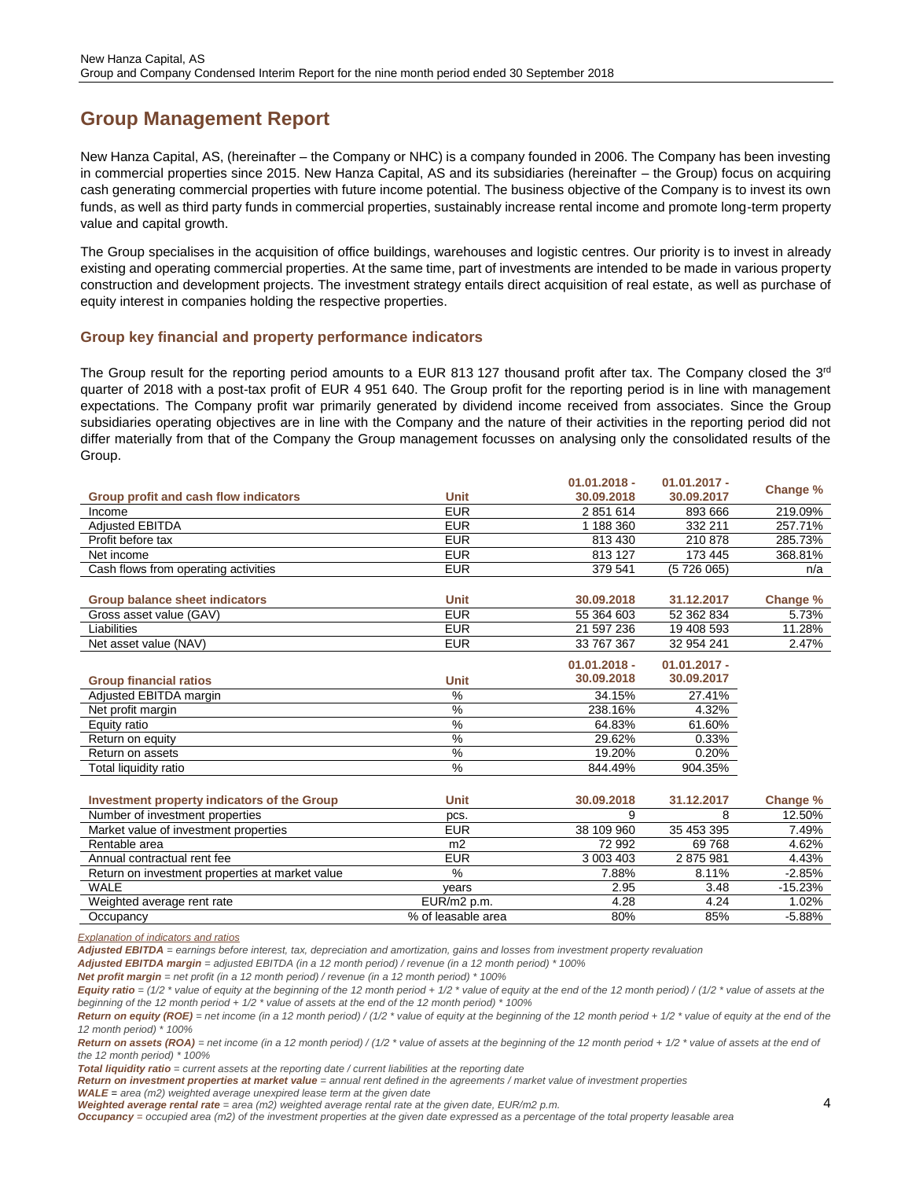# Group Management Report

New Hanza Capital, AS, (hereinafter – the Company or NHC) is a company founded in 2006. The Company has been investing in commercial properties since 2015. New Hanza Capital, AS and its subsidiaries (hereinafter – the Group) focus on acquiring cash generating commercial properties with future income potential. The business objective of the Company is to invest its own funds, as well as third party funds in commercial properties, sustainably increase rental income and promote long-term property value and capital growth.

The Group specialises in the acquisition of office buildings, warehouses and logistic centres. Our priority is to invest in already existing and operating commercial properties. At the same time, part of investments are intended to be made in various property construction and development projects. The investment strategy entails direct acquisition of real estate, as well as purchase of equity interest in companies holding the respective properties.

### Group key financial and property performance indicators

The Group result for the reporting period amounts to a EUR 813 127 thousand profit after tax. The Company closed the 3rd quarter of 2018 with a post-tax profit of EUR 4 951 640. The Group profit for the reporting period is in line with management expectations. The Company profit war primarily generated by dividend income received from associates. Since the Group subsidiaries operating objectives are in line with the Company and the nature of their activities in the reporting period did not differ materially from that of the Company the Group management focusses on analysing only the consolidated results of the Group.

| Group profit and cash flow indicators | Unit | 01.01.2018 - 30.09.2018 | 01.01.2017 - 30.09.2017 | Change % |
|---|---|---|---|---|
| Income | EUR | 2 851 614 | 893 666 | 219.09% |
| Adjusted EBITDA | EUR | 1 188 360 | 332 211 | 257.71% |
| Profit before tax | EUR | 813 430 | 210 878 | 285.73% |
| Net income | EUR | 813 127 | 173 445 | 368.81% |
| Cash flows from operating activities | EUR | 379 541 | (5 726 065) | n/a |

| Group balance sheet indicators | Unit | 30.09.2018 | 31.12.2017 | Change % |
|---|---|---|---|---|
| Gross asset value (GAV) | EUR | 55 364 603 | 52 362 834 | 5.73% |
| Liabilities | EUR | 21 597 236 | 19 408 593 | 11.28% |
| Net asset value (NAV) | EUR | 33 767 367 | 32 954 241 | 2.47% |

| Group financial ratios | Unit | 01.01.2018 - 30.09.2018 | 01.01.2017 - 30.09.2017 |
|---|---|---|---|
| Adjusted EBITDA margin | % | 34.15% | 27.41% |
| Net profit margin | % | 238.16% | 4.32% |
| Equity ratio | % | 64.83% | 61.60% |
| Return on equity | % | 29.62% | 0.33% |
| Return on assets | % | 19.20% | 0.20% |
| Total liquidity ratio | % | 844.49% | 904.35% |

| Investment property indicators of the Group | Unit | 30.09.2018 | 31.12.2017 | Change % |
|---|---|---|---|---|
| Number of investment properties | pcs. | 9 | 8 | 12.50% |
| Market value of investment properties | EUR | 38 109 960 | 35 453 395 | 7.49% |
| Rentable area | m2 | 72 992 | 69 768 | 4.62% |
| Annual contractual rent fee | EUR | 3 003 403 | 2 875 981 | 4.43% |
| Return on investment properties at market value | % | 7.88% | 8.11% | -2.85% |
| WALE | years | 2.95 | 3.48 | -15.23% |
| Weighted average rent rate | EUR/m2 p.m. | 4.28 | 4.24 | 1.02% |
| Occupancy | % of leasable area | 80% | 85% | -5.88% |

*Explanation of indicators and ratios*

***Adjusted EBITDA*** *= earnings before interest, tax, depreciation and amortization, gains and losses from investment property revaluation*

***Adjusted EBITDA margin*** *= adjusted EBITDA (in a 12 month period) / revenue (in a 12 month period) * 100%*

***Net profit margin*** *= net profit (in a 12 month period) / revenue (in a 12 month period) * 100%*

***Equity ratio*** *= (1/2 * value of equity at the beginning of the 12 month period + 1/2 * value of equity at the end of the 12 month period) / (1/2 * value of assets at the beginning of the 12 month period + 1/2 * value of assets at the end of the 12 month period) * 100%*

***Return on equity (ROE)*** *= net income (in a 12 month period) / (1/2 * value of equity at the beginning of the 12 month period + 1/2 * value of equity at the end of the 12 month period) * 100%*

***Return on assets (ROA)*** *= net income (in a 12 month period) / (1/2 * value of assets at the beginning of the 12 month period + 1/2 * value of assets at the end of the 12 month period) * 100%*

***Total liquidity ratio*** *= current assets at the reporting date / current liabilities at the reporting date*

***Return on investment properties at market value*** *= annual rent defined in the agreements / market value of investment properties*

***WALE*** *= area (m2) weighted average unexpired lease term at the given date*

***Weighted average rental rate*** *= area (m2) weighted average rental rate at the given date, EUR/m2 p.m.*

***Occupancy*** *= occupied area (m2) of the investment properties at the given date expressed as a percentage of the total property leasable area*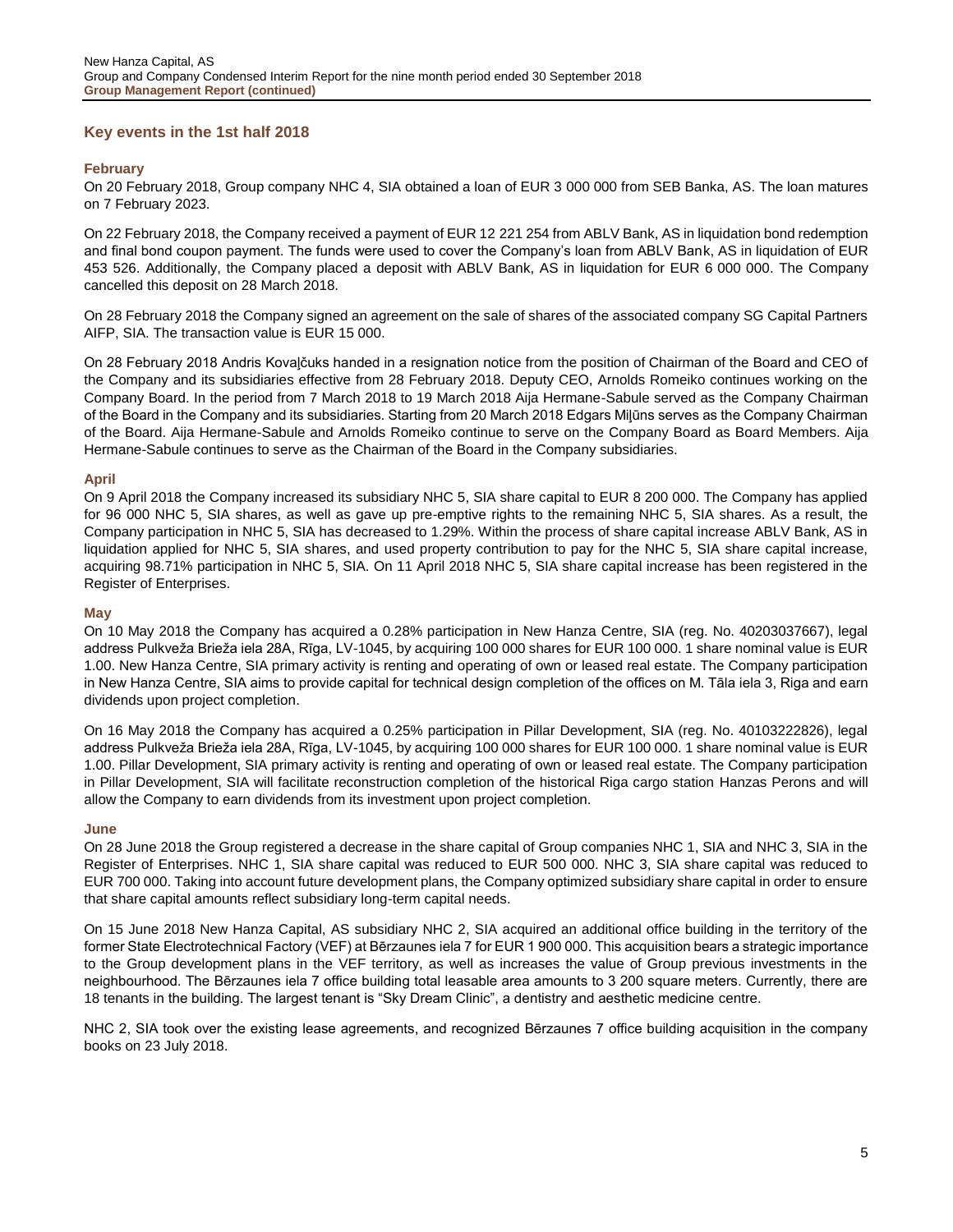## Key events in the 1st half 2018

### February

On 20 February 2018, Group company NHC 4, SIA obtained a loan of EUR 3 000 000 from SEB Banka, AS. The loan matures on 7 February 2023.

On 22 February 2018, the Company received a payment of EUR 12 221 254 from ABLV Bank, AS in liquidation bond redemption and final bond coupon payment. The funds were used to cover the Company's loan from ABLV Bank, AS in liquidation of EUR 453 526. Additionally, the Company placed a deposit with ABLV Bank, AS in liquidation for EUR 6 000 000. The Company cancelled this deposit on 28 March 2018.

On 28 February 2018 the Company signed an agreement on the sale of shares of the associated company SG Capital Partners AIFP, SIA. The transaction value is EUR 15 000.

On 28 February 2018 Andris Kovaļčuks handed in a resignation notice from the position of Chairman of the Board and CEO of the Company and its subsidiaries effective from 28 February 2018. Deputy CEO, Arnolds Romeiko continues working on the Company Board. In the period from 7 March 2018 to 19 March 2018 Aija Hermane-Sabule served as the Company Chairman of the Board in the Company and its subsidiaries. Starting from 20 March 2018 Edgars Miļūns serves as the Company Chairman of the Board. Aija Hermane-Sabule and Arnolds Romeiko continue to serve on the Company Board as Board Members. Aija Hermane-Sabule continues to serve as the Chairman of the Board in the Company subsidiaries.

### April

On 9 April 2018 the Company increased its subsidiary NHC 5, SIA share capital to EUR 8 200 000. The Company has applied for 96 000 NHC 5, SIA shares, as well as gave up pre-emptive rights to the remaining NHC 5, SIA shares. As a result, the Company participation in NHC 5, SIA has decreased to 1.29%. Within the process of share capital increase ABLV Bank, AS in liquidation applied for NHC 5, SIA shares, and used property contribution to pay for the NHC 5, SIA share capital increase, acquiring 98.71% participation in NHC 5, SIA. On 11 April 2018 NHC 5, SIA share capital increase has been registered in the Register of Enterprises.

### May

On 10 May 2018 the Company has acquired a 0.28% participation in New Hanza Centre, SIA (reg. No. 40203037667), legal address Pulkveža Brieža iela 28A, Rīga, LV-1045, by acquiring 100 000 shares for EUR 100 000. 1 share nominal value is EUR 1.00. New Hanza Centre, SIA primary activity is renting and operating of own or leased real estate. The Company participation in New Hanza Centre, SIA aims to provide capital for technical design completion of the offices on M. Tāla iela 3, Riga and earn dividends upon project completion.

On 16 May 2018 the Company has acquired a 0.25% participation in Pillar Development, SIA (reg. No. 40103222826), legal address Pulkveža Brieža iela 28A, Rīga, LV-1045, by acquiring 100 000 shares for EUR 100 000. 1 share nominal value is EUR 1.00. Pillar Development, SIA primary activity is renting and operating of own or leased real estate. The Company participation in Pillar Development, SIA will facilitate reconstruction completion of the historical Riga cargo station Hanzas Perons and will allow the Company to earn dividends from its investment upon project completion.

### June

On 28 June 2018 the Group registered a decrease in the share capital of Group companies NHC 1, SIA and NHC 3, SIA in the Register of Enterprises. NHC 1, SIA share capital was reduced to EUR 500 000. NHC 3, SIA share capital was reduced to EUR 700 000. Taking into account future development plans, the Company optimized subsidiary share capital in order to ensure that share capital amounts reflect subsidiary long-term capital needs.

On 15 June 2018 New Hanza Capital, AS subsidiary NHC 2, SIA acquired an additional office building in the territory of the former State Electrotechnical Factory (VEF) at Bērzaunes iela 7 for EUR 1 900 000. This acquisition bears a strategic importance to the Group development plans in the VEF territory, as well as increases the value of Group previous investments in the neighbourhood. The Bērzaunes iela 7 office building total leasable area amounts to 3 200 square meters. Currently, there are 18 tenants in the building. The largest tenant is "Sky Dream Clinic", a dentistry and aesthetic medicine centre.

NHC 2, SIA took over the existing lease agreements, and recognized Bērzaunes 7 office building acquisition in the company books on 23 July 2018.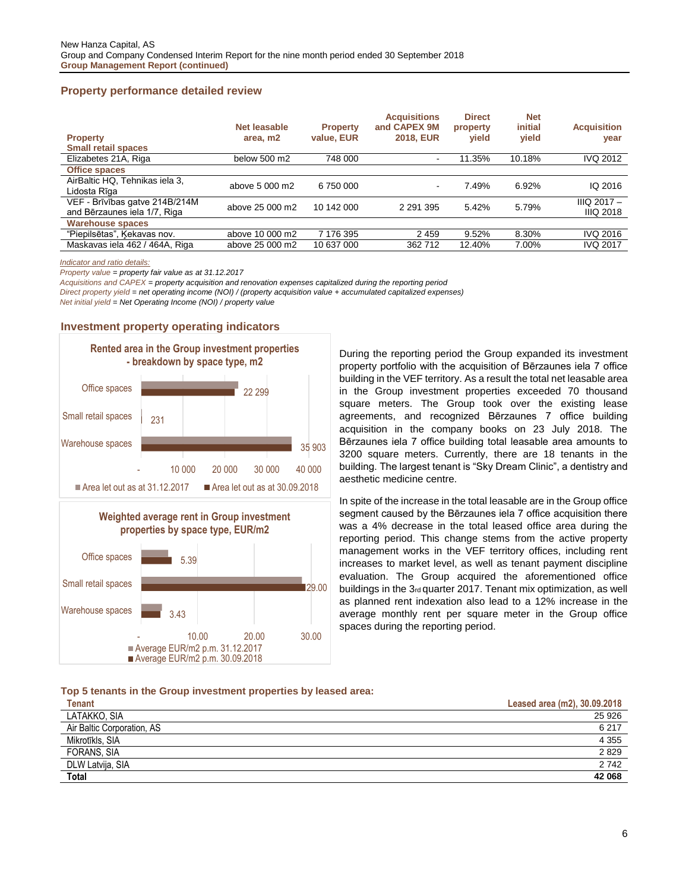## Property performance detailed review

| Property | Net leasable area, m2 | Property value, EUR | Acquisitions and CAPEX 9M 2018, EUR | Direct property yield | Net initial yield | Acquisition year |
|---|---|---|---|---|---|---|
| **Small retail spaces** | | | | | | |
| Elizabetes 21A, Riga | below 500 m2 | 748 000 | - | 11.35% | 10.18% | IVQ 2012 |
| **Office spaces** | | | | | | |
| AirBaltic HQ, Tehnikas iela 3, Lidosta Rīga | above 5 000 m2 | 6 750 000 | - | 7.49% | 6.92% | IQ 2016 |
| VEF - Brīvības gatve 214B/214M and Bērzaunes iela 1/7, Riga | above 25 000 m2 | 10 142 000 | 2 291 395 | 5.42% | 5.79% | IIIQ 2017 – IIIQ 2018 |
| **Warehouse spaces** | | | | | | |
| "Piepilsētas", Ķekavas nov. | above 10 000 m2 | 7 176 395 | 2 459 | 9.52% | 8.30% | IVQ 2016 |
| Maskavas iela 462 / 464A, Riga | above 25 000 m2 | 10 637 000 | 362 712 | 12.40% | 7.00% | IVQ 2017 |

*Indicator and ratio details:*
*Property value = property fair value as at 31.12.2017*
*Acquisitions and CAPEX = property acquisition and renovation expenses capitalized during the reporting period*
*Direct property yield = net operating income (NOI) / (property acquisition value + accumulated capitalized expenses)*
*Net initial yield = Net Operating Income (NOI) / property value*

## Investment property operating indicators

**Rented area in the Group investment properties - breakdown by space type, m2**

| Space type | Area let out as at 30.09.2018 |
|---|---|
| Office spaces | 22 299 |
| Small retail spaces | 231 |
| Warehouse spaces | 35 903 |

**Weighted average rent in Group investment properties by space type, EUR/m2**

| Space type | Average EUR/m2 p.m. 30.09.2018 |
|---|---|
| Office spaces | 5.39 |
| Small retail spaces | 29.00 |
| Warehouse spaces | 3.43 |

During the reporting period the Group expanded its investment property portfolio with the acquisition of Bērzaunes iela 7 office building in the VEF territory. As a result the total net leasable area in the Group investment properties exceeded 70 thousand square meters. The Group took over the existing lease agreements, and recognized Bērzaunes 7 office building acquisition in the company books on 23 July 2018. The Bērzaunes iela 7 office building total leasable area amounts to 3200 square meters. Currently, there are 18 tenants in the building. The largest tenant is "Sky Dream Clinic", a dentistry and aesthetic medicine centre.

In spite of the increase in the total leasable are in the Group office segment caused by the Bērzaunes iela 7 office acquisition there was a 4% decrease in the total leased office area during the reporting period. This change stems from the active property management works in the VEF territory offices, including rent increases to market level, as well as tenant payment discipline evaluation. The Group acquired the aforementioned office buildings in the 3rd quarter 2017. Tenant mix optimization, as well as planned rent indexation also lead to a 12% increase in the average monthly rent per square meter in the Group office spaces during the reporting period.

### Top 5 tenants in the Group investment properties by leased area:

| Tenant | Leased area (m2), 30.09.2018 |
|---|---|
| LATAKKO, SIA | 25 926 |
| Air Baltic Corporation, AS | 6 217 |
| Mikrotīkls, SIA | 4 355 |
| FORANS, SIA | 2 829 |
| DLW Latvija, SIA | 2 742 |
| **Total** | **42 068** |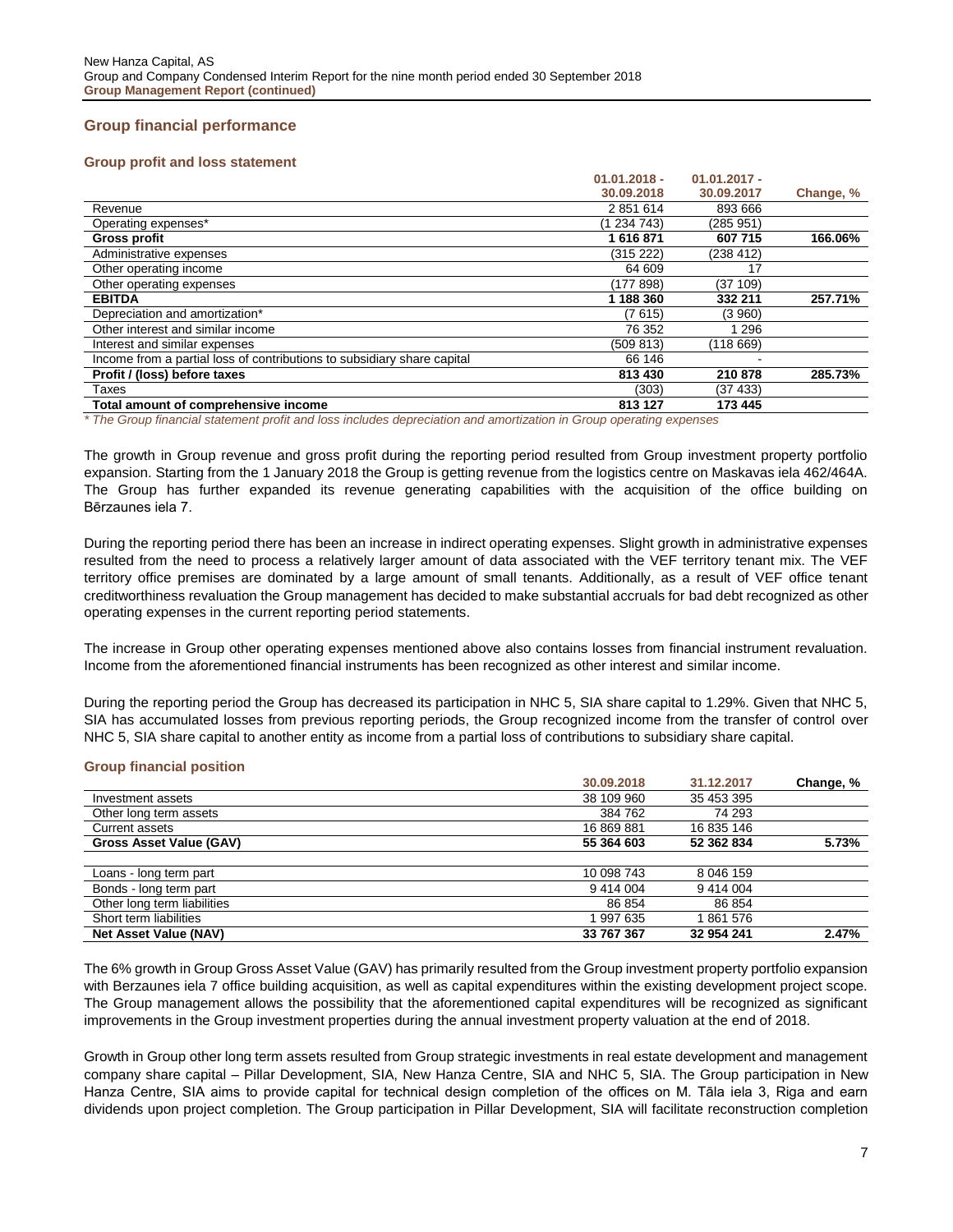## Group financial performance

### Group profit and loss statement

| | 01.01.2018 - 30.09.2018 | 01.01.2017 - 30.09.2017 | Change, % |
|---|---|---|---|
| Revenue | 2 851 614 | 893 666 | |
| Operating expenses* | (1 234 743) | (285 951) | |
| **Gross profit** | **1 616 871** | **607 715** | **166.06%** |
| Administrative expenses | (315 222) | (238 412) | |
| Other operating income | 64 609 | 17 | |
| Other operating expenses | (177 898) | (37 109) | |
| **EBITDA** | **1 188 360** | **332 211** | **257.71%** |
| Depreciation and amortization* | (7 615) | (3 960) | |
| Other interest and similar income | 76 352 | 1 296 | |
| Interest and similar expenses | (509 813) | (118 669) | |
| Income from a partial loss of contributions to subsidiary share capital | 66 146 | - | |
| **Profit / (loss) before taxes** | **813 430** | **210 878** | **285.73%** |
| Taxes | (303) | (37 433) | |
| **Total amount of comprehensive income** | **813 127** | **173 445** | |

*\* The Group financial statement profit and loss includes depreciation and amortization in Group operating expenses*

The growth in Group revenue and gross profit during the reporting period resulted from Group investment property portfolio expansion. Starting from the 1 January 2018 the Group is getting revenue from the logistics centre on Maskavas iela 462/464A. The Group has further expanded its revenue generating capabilities with the acquisition of the office building on Bērzaunes iela 7.

During the reporting period there has been an increase in indirect operating expenses. Slight growth in administrative expenses resulted from the need to process a relatively larger amount of data associated with the VEF territory tenant mix. The VEF territory office premises are dominated by a large amount of small tenants. Additionally, as a result of VEF office tenant creditworthiness revaluation the Group management has decided to make substantial accruals for bad debt recognized as other operating expenses in the current reporting period statements.

The increase in Group other operating expenses mentioned above also contains losses from financial instrument revaluation. Income from the aforementioned financial instruments has been recognized as other interest and similar income.

During the reporting period the Group has decreased its participation in NHC 5, SIA share capital to 1.29%. Given that NHC 5, SIA has accumulated losses from previous reporting periods, the Group recognized income from the transfer of control over NHC 5, SIA share capital to another entity as income from a partial loss of contributions to subsidiary share capital.

### Group financial position

| | 30.09.2018 | 31.12.2017 | Change, % |
|---|---|---|---|
| Investment assets | 38 109 960 | 35 453 395 | |
| Other long term assets | 384 762 | 74 293 | |
| Current assets | 16 869 881 | 16 835 146 | |
| **Gross Asset Value (GAV)** | **55 364 603** | **52 362 834** | **5.73%** |
| | | | |
| Loans - long term part | 10 098 743 | 8 046 159 | |
| Bonds - long term part | 9 414 004 | 9 414 004 | |
| Other long term liabilities | 86 854 | 86 854 | |
| Short term liabilities | 1 997 635 | 1 861 576 | |
| **Net Asset Value (NAV)** | **33 767 367** | **32 954 241** | **2.47%** |

The 6% growth in Group Gross Asset Value (GAV) has primarily resulted from the Group investment property portfolio expansion with Berzaunes iela 7 office building acquisition, as well as capital expenditures within the existing development project scope. The Group management allows the possibility that the aforementioned capital expenditures will be recognized as significant improvements in the Group investment properties during the annual investment property valuation at the end of 2018.

Growth in Group other long term assets resulted from Group strategic investments in real estate development and management company share capital – Pillar Development, SIA, New Hanza Centre, SIA and NHC 5, SIA. The Group participation in New Hanza Centre, SIA aims to provide capital for technical design completion of the offices on M. Tāla iela 3, Riga and earn dividends upon project completion. The Group participation in Pillar Development, SIA will facilitate reconstruction completion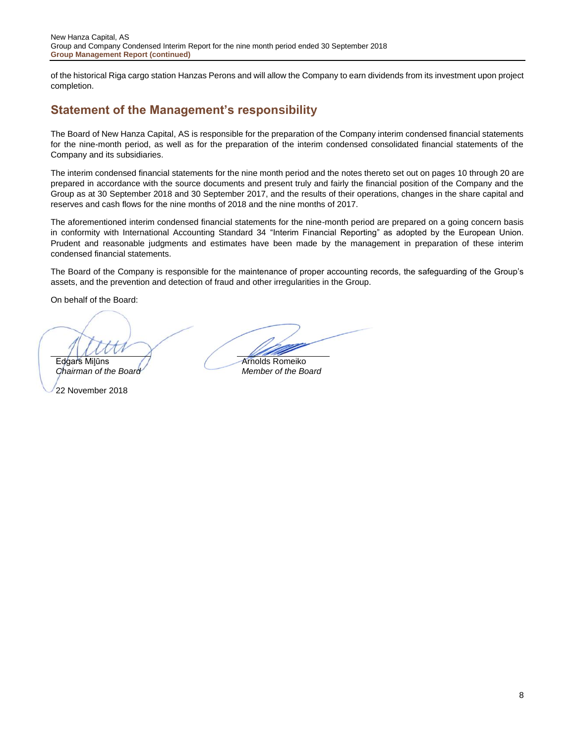of the historical Riga cargo station Hanzas Perons and will allow the Company to earn dividends from its investment upon project completion.

## Statement of the Management's responsibility

The Board of New Hanza Capital, AS is responsible for the preparation of the Company interim condensed financial statements for the nine-month period, as well as for the preparation of the interim condensed consolidated financial statements of the Company and its subsidiaries.

The interim condensed financial statements for the nine month period and the notes thereto set out on pages 10 through 20 are prepared in accordance with the source documents and present truly and fairly the financial position of the Company and the Group as at 30 September 2018 and 30 September 2017, and the results of their operations, changes in the share capital and reserves and cash flows for the nine months of 2018 and the nine months of 2017.

The aforementioned interim condensed financial statements for the nine-month period are prepared on a going concern basis in conformity with International Accounting Standard 34 "Interim Financial Reporting" as adopted by the European Union. Prudent and reasonable judgments and estimates have been made by the management in preparation of these interim condensed financial statements.

The Board of the Company is responsible for the maintenance of proper accounting records, the safeguarding of the Group's assets, and the prevention and detection of fraud and other irregularities in the Group.

On behalf of the Board:

Edgars Miļūns
*Chairman of the Board*

Arnolds Romeiko
*Member of the Board*

22 November 2018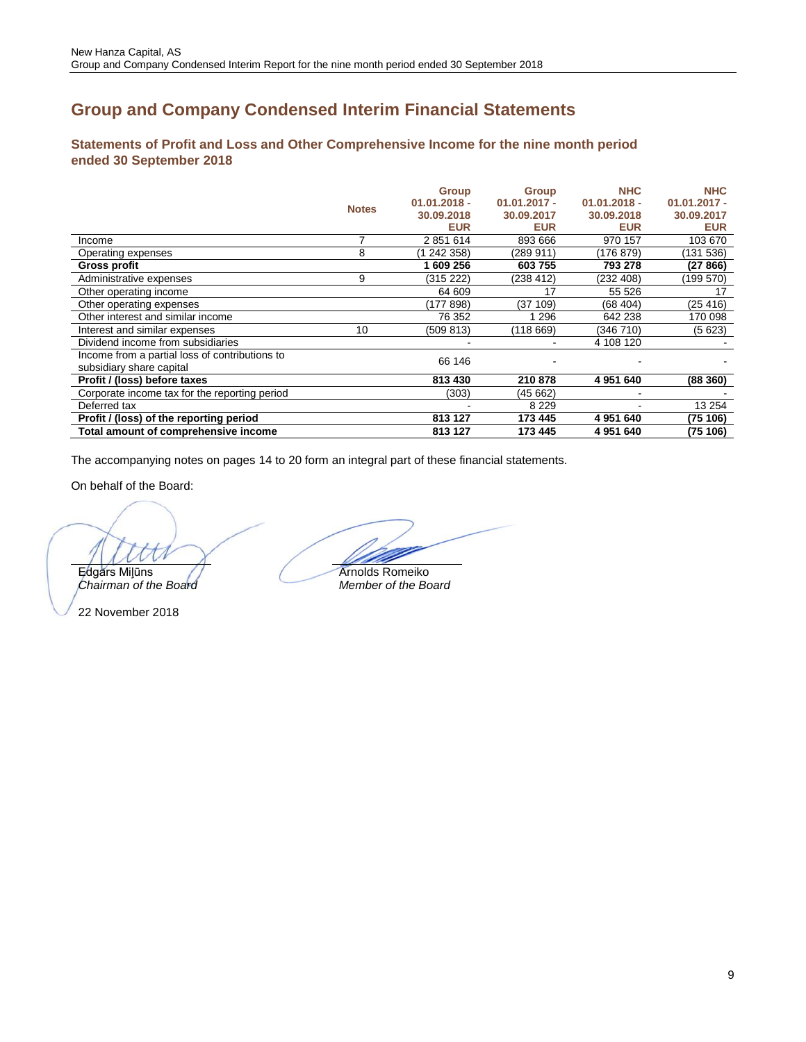# Group and Company Condensed Interim Financial Statements

## Statements of Profit and Loss and Other Comprehensive Income for the nine month period ended 30 September 2018

| | Notes | Group 01.01.2018 - 30.09.2018 EUR | Group 01.01.2017 - 30.09.2017 EUR | NHC 01.01.2018 - 30.09.2018 EUR | NHC 01.01.2017 - 30.09.2017 EUR |
|---|---|---|---|---|---|
| Income | 7 | 2 851 614 | 893 666 | 970 157 | 103 670 |
| Operating expenses | 8 | (1 242 358) | (289 911) | (176 879) | (131 536) |
| **Gross profit** | | **1 609 256** | **603 755** | **793 278** | **(27 866)** |
| Administrative expenses | 9 | (315 222) | (238 412) | (232 408) | (199 570) |
| Other operating income | | 64 609 | 17 | 55 526 | 17 |
| Other operating expenses | | (177 898) | (37 109) | (68 404) | (25 416) |
| Other interest and similar income | | 76 352 | 1 296 | 642 238 | 170 098 |
| Interest and similar expenses | 10 | (509 813) | (118 669) | (346 710) | (5 623) |
| Dividend income from subsidiaries | | - | - | 4 108 120 | - |
| Income from a partial loss of contributions to subsidiary share capital | | 66 146 | - | - | - |
| **Profit / (loss) before taxes** | | **813 430** | **210 878** | **4 951 640** | **(88 360)** |
| Corporate income tax for the reporting period | | (303) | (45 662) | - | - |
| Deferred tax | | - | 8 229 | - | 13 254 |
| **Profit / (loss) of the reporting period** | | **813 127** | **173 445** | **4 951 640** | **(75 106)** |
| **Total amount of comprehensive income** | | **813 127** | **173 445** | **4 951 640** | **(75 106)** |

The accompanying notes on pages 14 to 20 form an integral part of these financial statements.

On behalf of the Board:

Edgārs Miļūns
*Chairman of the Board*

Arnolds Romeiko
*Member of the Board*

22 November 2018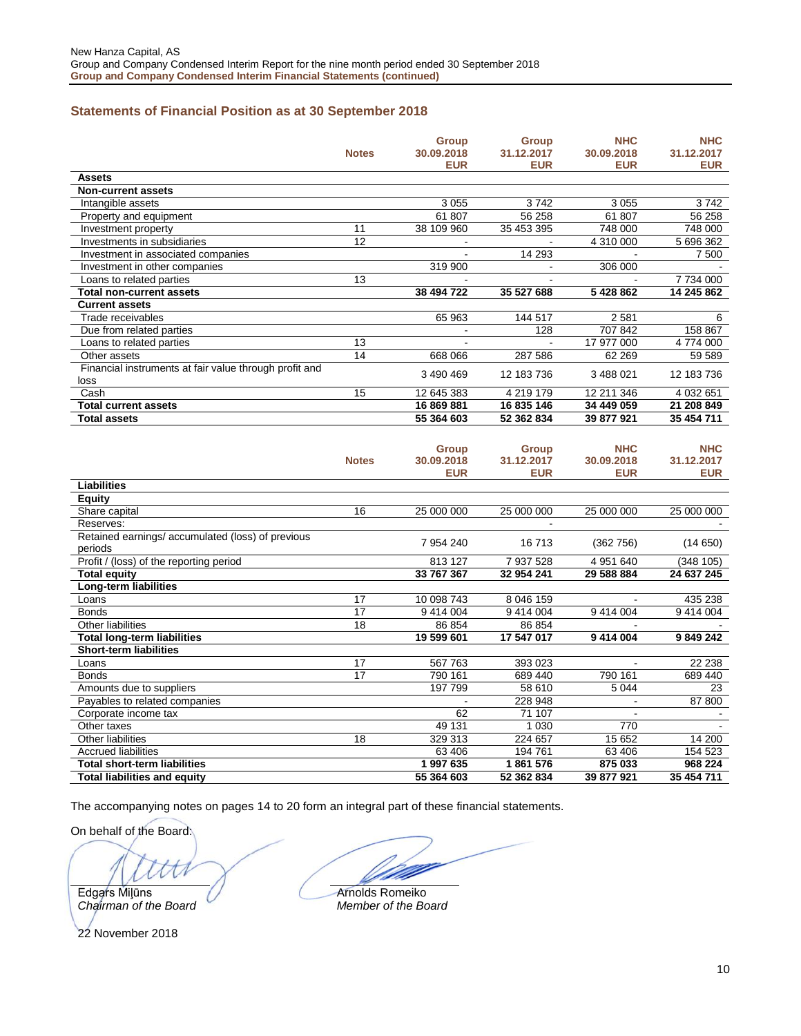## Statements of Financial Position as at 30 September 2018

| | Notes | Group 30.09.2018 EUR | Group 31.12.2017 EUR | NHC 30.09.2018 EUR | NHC 31.12.2017 EUR |
|---|---|---|---|---|---|
| **Assets** | | | | | |
| **Non-current assets** | | | | | |
| Intangible assets | | 3 055 | 3 742 | 3 055 | 3 742 |
| Property and equipment | | 61 807 | 56 258 | 61 807 | 56 258 |
| Investment property | 11 | 38 109 960 | 35 453 395 | 748 000 | 748 000 |
| Investments in subsidiaries | 12 | - | - | 4 310 000 | 5 696 362 |
| Investment in associated companies | | - | 14 293 | - | 7 500 |
| Investment in other companies | | 319 900 | - | 306 000 | - |
| Loans to related parties | 13 | - | - | - | 7 734 000 |
| **Total non-current assets** | | **38 494 722** | **35 527 688** | **5 428 862** | **14 245 862** |
| **Current assets** | | | | | |
| Trade receivables | | 65 963 | 144 517 | 2 581 | 6 |
| Due from related parties | | - | 128 | 707 842 | 158 867 |
| Loans to related parties | 13 | - | - | 17 977 000 | 4 774 000 |
| Other assets | 14 | 668 066 | 287 586 | 62 269 | 59 589 |
| Financial instruments at fair value through profit and loss | | 3 490 469 | 12 183 736 | 3 488 021 | 12 183 736 |
| Cash | 15 | 12 645 383 | 4 219 179 | 12 211 346 | 4 032 651 |
| **Total current assets** | | **16 869 881** | **16 835 146** | **34 449 059** | **21 208 849** |
| **Total assets** | | **55 364 603** | **52 362 834** | **39 877 921** | **35 454 711** |

| | Notes | Group 30.09.2018 EUR | Group 31.12.2017 EUR | NHC 30.09.2018 EUR | NHC 31.12.2017 EUR |
|---|---|---|---|---|---|
| **Liabilities** | | | | | |
| **Equity** | | | | | |
| Share capital | 16 | 25 000 000 | 25 000 000 | 25 000 000 | 25 000 000 |
| Reserves: | | | - | | - |
| Retained earnings/ accumulated (loss) of previous periods | | 7 954 240 | 16 713 | (362 756) | (14 650) |
| Profit / (loss) of the reporting period | | 813 127 | 7 937 528 | 4 951 640 | (348 105) |
| **Total equity** | | **33 767 367** | **32 954 241** | **29 588 884** | **24 637 245** |
| **Long-term liabilities** | | | | | |
| Loans | 17 | 10 098 743 | 8 046 159 | - | 435 238 |
| Bonds | 17 | 9 414 004 | 9 414 004 | 9 414 004 | 9 414 004 |
| Other liabilities | 18 | 86 854 | 86 854 | - | - |
| **Total long-term liabilities** | | **19 599 601** | **17 547 017** | **9 414 004** | **9 849 242** |
| **Short-term liabilities** | | | | | |
| Loans | 17 | 567 763 | 393 023 | - | 22 238 |
| Bonds | 17 | 790 161 | 689 440 | 790 161 | 689 440 |
| Amounts due to suppliers | | 197 799 | 58 610 | 5 044 | 23 |
| Payables to related companies | | - | 228 948 | - | 87 800 |
| Corporate income tax | | 62 | 71 107 | - | - |
| Other taxes | | 49 131 | 1 030 | 770 | - |
| Other liabilities | 18 | 329 313 | 224 657 | 15 652 | 14 200 |
| Accrued liabilities | | 63 406 | 194 761 | 63 406 | 154 523 |
| **Total short-term liabilities** | | **1 997 635** | **1 861 576** | **875 033** | **968 224** |
| **Total liabilities and equity** | | **55 364 603** | **52 362 834** | **39 877 921** | **35 454 711** |

The accompanying notes on pages 14 to 20 form an integral part of these financial statements.

On behalf of the Board:

Edgārs Miļūns
*Chairman of the Board*

Arnolds Romeiko
*Member of the Board*

22 November 2018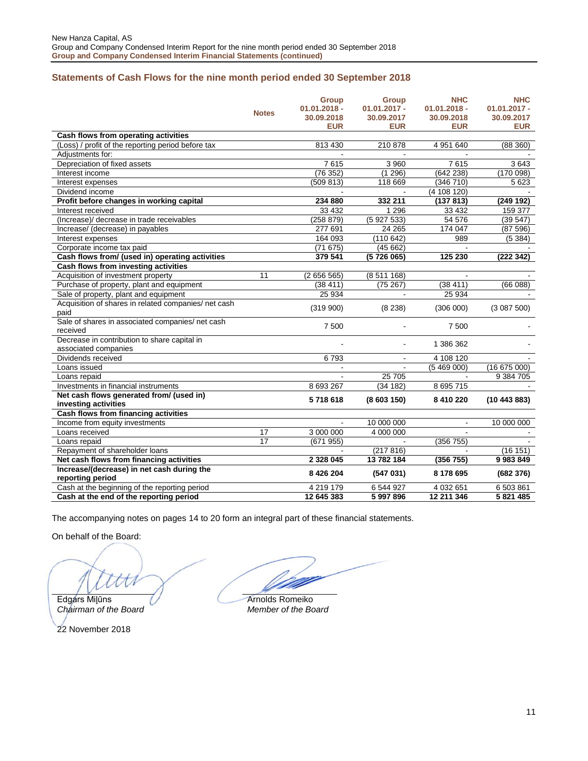New Hanza Capital, AS
Group and Company Condensed Interim Report for the nine month period ended 30 September 2018
**Group and Company Condensed Interim Financial Statements (continued)**

## Statements of Cash Flows for the nine month period ended 30 September 2018

| | Notes | Group 01.01.2018 - 30.09.2018 EUR | Group 01.01.2017 - 30.09.2017 EUR | NHC 01.01.2018 - 30.09.2018 EUR | NHC 01.01.2017 - 30.09.2017 EUR |
|---|---|---|---|---|---|
| **Cash flows from operating activities** | | | | | |
| (Loss) / profit of the reporting period before tax | | 813 430 | 210 878 | 4 951 640 | (88 360) |
| Adjustments for: | | - | - | - | - |
| Depreciation of fixed assets | | 7 615 | 3 960 | 7 615 | 3 643 |
| Interest income | | (76 352) | (1 296) | (642 238) | (170 098) |
| Interest expenses | | (509 813) | 118 669 | (346 710) | 5 623 |
| Dividend income | | - | - | (4 108 120) | - |
| **Profit before changes in working capital** | | **234 880** | **332 211** | **(137 813)** | **(249 192)** |
| Interest received | | 33 432 | 1 296 | 33 432 | 159 377 |
| (Increase)/ decrease in trade receivables | | (258 879) | (5 927 533) | 54 576 | (39 547) |
| Increase/ (decrease) in payables | | 277 691 | 24 265 | 174 047 | (87 596) |
| Interest expenses | | 164 093 | (110 642) | 989 | (5 384) |
| Corporate income tax paid | | (71 675) | (45 662) | - | - |
| **Cash flows from/ (used in) operating activities** | | **379 541** | **(5 726 065)** | **125 230** | **(222 342)** |
| **Cash flows from investing activities** | | | | | |
| Acquisition of investment property | 11 | (2 656 565) | (8 511 168) | - | - |
| Purchase of property, plant and equipment | | (38 411) | (75 267) | (38 411) | (66 088) |
| Sale of property, plant and equipment | | 25 934 | - | 25 934 | - |
| Acquisition of shares in related companies/ net cash paid | | (319 900) | (8 238) | (306 000) | (3 087 500) |
| Sale of shares in associated companies/ net cash received | | 7 500 | - | 7 500 | - |
| Decrease in contribution to share capital in associated companies | | - | - | 1 386 362 | - |
| Dividends received | | 6 793 | - | 4 108 120 | - |
| Loans issued | | - | - | (5 469 000) | (16 675 000) |
| Loans repaid | | - | 25 705 | - | 9 384 705 |
| Investments in financial instruments | | 8 693 267 | (34 182) | 8 695 715 | - |
| **Net cash flows generated from/ (used in) investing activities** | | **5 718 618** | **(8 603 150)** | **8 410 220** | **(10 443 883)** |
| **Cash flows from financing activities** | | | | | |
| Income from equity investments | | - | 10 000 000 | - | 10 000 000 |
| Loans received | 17 | 3 000 000 | 4 000 000 | - | - |
| Loans repaid | 17 | (671 955) | - | (356 755) | - |
| Repayment of shareholder loans | | - | (217 816) | - | (16 151) |
| **Net cash flows from financing activities** | | **2 328 045** | **13 782 184** | **(356 755)** | **9 983 849** |
| **Increase/(decrease) in net cash during the reporting period** | | **8 426 204** | **(547 031)** | **8 178 695** | **(682 376)** |
| Cash at the beginning of the reporting period | | 4 219 179 | 6 544 927 | 4 032 651 | 6 503 861 |
| **Cash at the end of the reporting period** | | **12 645 383** | **5 997 896** | **12 211 346** | **5 821 485** |

The accompanying notes on pages 14 to 20 form an integral part of these financial statements.

On behalf of the Board:

Edgārs Miļūns
*Chairman of the Board*

Arnolds Romeiko
*Member of the Board*

22 November 2018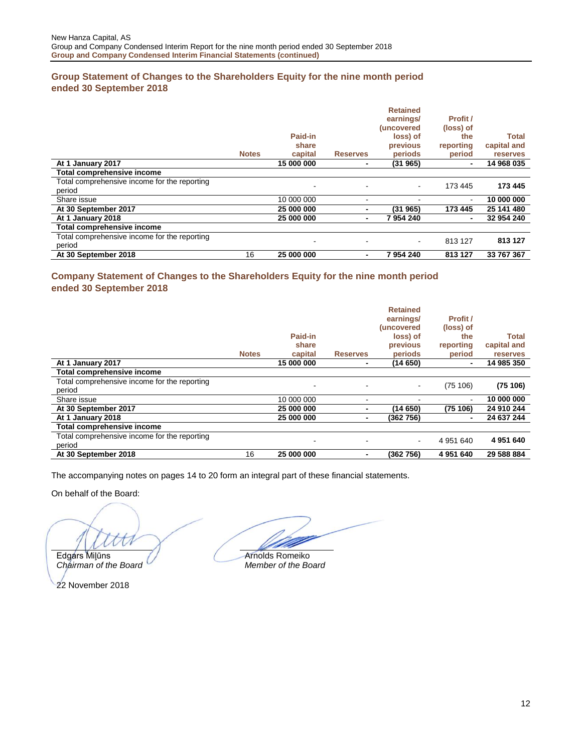## Group Statement of Changes to the Shareholders Equity for the nine month period ended 30 September 2018

| | Notes | Paid-in share capital | Reserves | Retained earnings/ (uncovered loss) of previous periods | Profit / (loss) of the reporting period | Total capital and reserves |
|---|---|---|---|---|---|---|
| **At 1 January 2017** | | **15 000 000** | **-** | **(31 965)** | **-** | **14 968 035** |
| **Total comprehensive income** | | | | | | |
| Total comprehensive income for the reporting period | | - | - | - | 173 445 | **173 445** |
| Share issue | | 10 000 000 | - | - | - | **10 000 000** |
| **At 30 September 2017** | | **25 000 000** | **-** | **(31 965)** | **173 445** | **25 141 480** |
| **At 1 January 2018** | | **25 000 000** | **-** | **7 954 240** | **-** | **32 954 240** |
| **Total comprehensive income** | | | | | | |
| Total comprehensive income for the reporting period | | - | - | - | 813 127 | **813 127** |
| **At 30 September 2018** | 16 | **25 000 000** | **-** | **7 954 240** | **813 127** | **33 767 367** |

## Company Statement of Changes to the Shareholders Equity for the nine month period ended 30 September 2018

| | Notes | Paid-in share capital | Reserves | Retained earnings/ (uncovered loss) of previous periods | Profit / (loss) of the reporting period | Total capital and reserves |
|---|---|---|---|---|---|---|
| **At 1 January 2017** | | **15 000 000** | **-** | **(14 650)** | **-** | **14 985 350** |
| **Total comprehensive income** | | | | | | |
| Total comprehensive income for the reporting period | | - | - | - | (75 106) | **(75 106)** |
| Share issue | | 10 000 000 | - | - | - | **10 000 000** |
| **At 30 September 2017** | | **25 000 000** | **-** | **(14 650)** | **(75 106)** | **24 910 244** |
| **At 1 January 2018** | | **25 000 000** | **-** | **(362 756)** | **-** | **24 637 244** |
| **Total comprehensive income** | | | | | | |
| Total comprehensive income for the reporting period | | - | - | - | 4 951 640 | **4 951 640** |
| **At 30 September 2018** | 16 | **25 000 000** | **-** | **(362 756)** | **4 951 640** | **29 588 884** |

The accompanying notes on pages 14 to 20 form an integral part of these financial statements.

On behalf of the Board:

Edgars Miļūns
*Chairman of the Board*

Arnolds Romeiko
*Member of the Board*

22 November 2018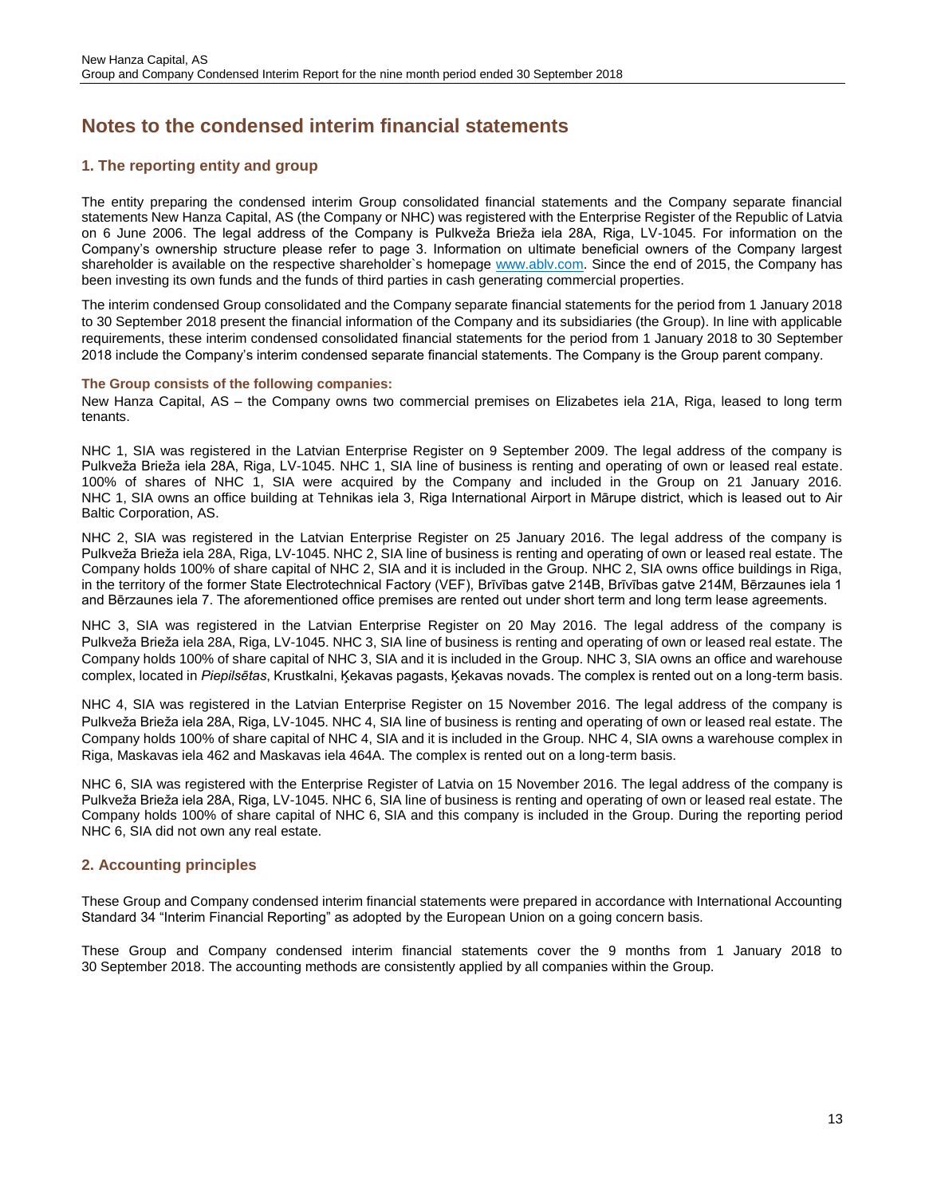# Notes to the condensed interim financial statements

## 1. The reporting entity and group

The entity preparing the condensed interim Group consolidated financial statements and the Company separate financial statements New Hanza Capital, AS (the Company or NHC) was registered with the Enterprise Register of the Republic of Latvia on 6 June 2006. The legal address of the Company is Pulkveža Brieža iela 28A, Riga, LV-1045. For information on the Company's ownership structure please refer to page 3. Information on ultimate beneficial owners of the Company largest shareholder is available on the respective shareholder`s homepage www.ablv.com. Since the end of 2015, the Company has been investing its own funds and the funds of third parties in cash generating commercial properties.

The interim condensed Group consolidated and the Company separate financial statements for the period from 1 January 2018 to 30 September 2018 present the financial information of the Company and its subsidiaries (the Group). In line with applicable requirements, these interim condensed consolidated financial statements for the period from 1 January 2018 to 30 September 2018 include the Company's interim condensed separate financial statements. The Company is the Group parent company.

**The Group consists of the following companies:**

New Hanza Capital, AS – the Company owns two commercial premises on Elizabetes iela 21A, Riga, leased to long term tenants.

NHC 1, SIA was registered in the Latvian Enterprise Register on 9 September 2009. The legal address of the company is Pulkveža Brieža iela 28A, Riga, LV-1045. NHC 1, SIA line of business is renting and operating of own or leased real estate. 100% of shares of NHC 1, SIA were acquired by the Company and included in the Group on 21 January 2016. NHC 1, SIA owns an office building at Tehnikas iela 3, Riga International Airport in Mārupe district, which is leased out to Air Baltic Corporation, AS.

NHC 2, SIA was registered in the Latvian Enterprise Register on 25 January 2016. The legal address of the company is Pulkveža Brieža iela 28A, Riga, LV-1045. NHC 2, SIA line of business is renting and operating of own or leased real estate. The Company holds 100% of share capital of NHC 2, SIA and it is included in the Group. NHC 2, SIA owns office buildings in Riga, in the territory of the former State Electrotechnical Factory (VEF), Brīvības gatve 214B, Brīvības gatve 214M, Bērzaunes iela 1 and Bērzaunes iela 7. The aforementioned office premises are rented out under short term and long term lease agreements.

NHC 3, SIA was registered in the Latvian Enterprise Register on 20 May 2016. The legal address of the company is Pulkveža Brieža iela 28A, Riga, LV-1045. NHC 3, SIA line of business is renting and operating of own or leased real estate. The Company holds 100% of share capital of NHC 3, SIA and it is included in the Group. NHC 3, SIA owns an office and warehouse complex, located in *Piepilsētas*, Krustkalni, Ķekavas pagasts, Ķekavas novads. The complex is rented out on a long-term basis.

NHC 4, SIA was registered in the Latvian Enterprise Register on 15 November 2016. The legal address of the company is Pulkveža Brieža iela 28A, Riga, LV-1045. NHC 4, SIA line of business is renting and operating of own or leased real estate. The Company holds 100% of share capital of NHC 4, SIA and it is included in the Group. NHC 4, SIA owns a warehouse complex in Riga, Maskavas iela 462 and Maskavas iela 464A. The complex is rented out on a long-term basis.

NHC 6, SIA was registered with the Enterprise Register of Latvia on 15 November 2016. The legal address of the company is Pulkveža Brieža iela 28A, Riga, LV-1045. NHC 6, SIA line of business is renting and operating of own or leased real estate. The Company holds 100% of share capital of NHC 6, SIA and this company is included in the Group. During the reporting period NHC 6, SIA did not own any real estate.

## 2. Accounting principles

These Group and Company condensed interim financial statements were prepared in accordance with International Accounting Standard 34 "Interim Financial Reporting" as adopted by the European Union on a going concern basis.

These Group and Company condensed interim financial statements cover the 9 months from 1 January 2018 to 30 September 2018. The accounting methods are consistently applied by all companies within the Group.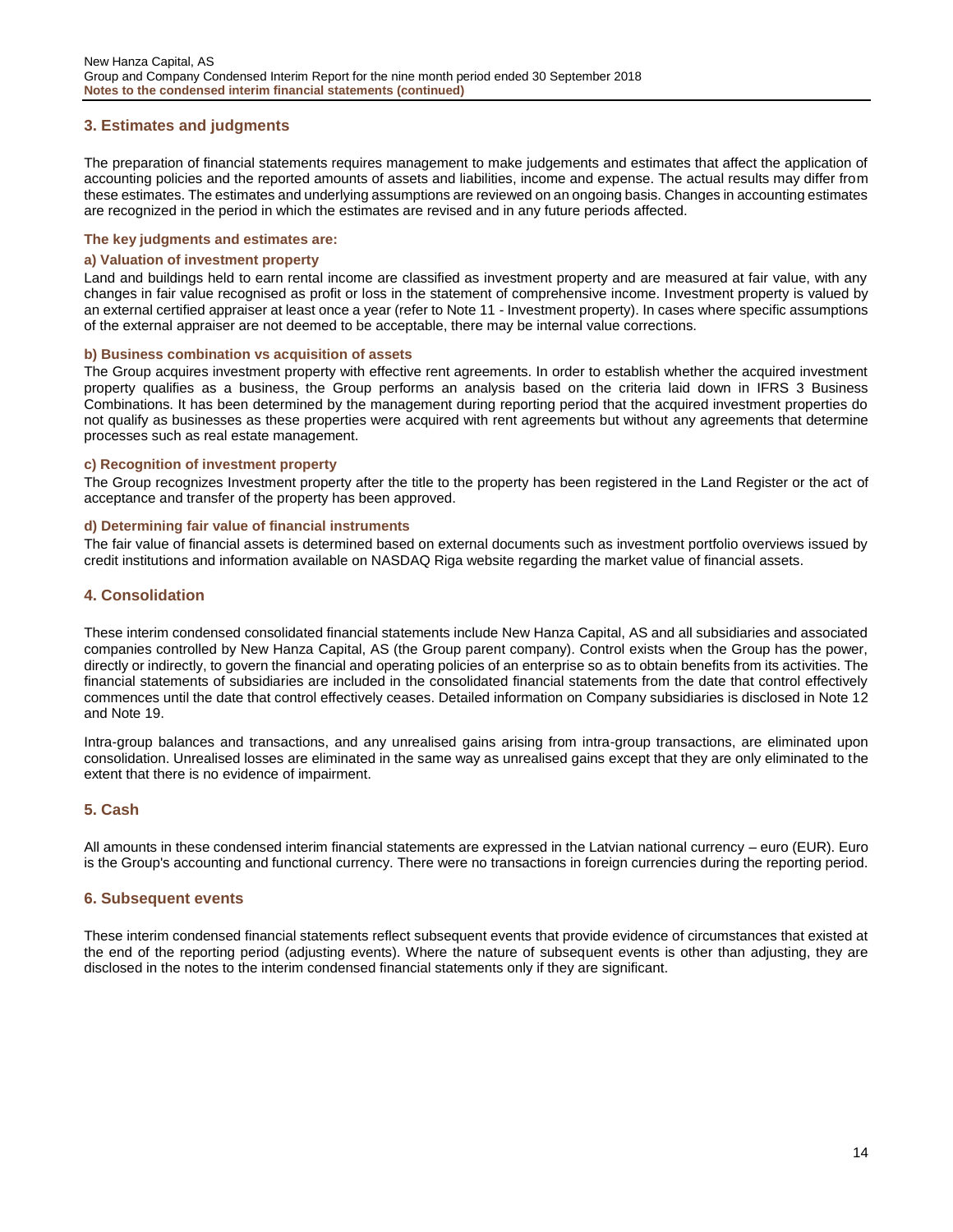## 3. Estimates and judgments

The preparation of financial statements requires management to make judgements and estimates that affect the application of accounting policies and the reported amounts of assets and liabilities, income and expense. The actual results may differ from these estimates. The estimates and underlying assumptions are reviewed on an ongoing basis. Changes in accounting estimates are recognized in the period in which the estimates are revised and in any future periods affected.

**The key judgments and estimates are:**

**a) Valuation of investment property**

Land and buildings held to earn rental income are classified as investment property and are measured at fair value, with any changes in fair value recognised as profit or loss in the statement of comprehensive income. Investment property is valued by an external certified appraiser at least once a year (refer to Note 11 - Investment property). In cases where specific assumptions of the external appraiser are not deemed to be acceptable, there may be internal value corrections.

**b) Business combination vs acquisition of assets**

The Group acquires investment property with effective rent agreements. In order to establish whether the acquired investment property qualifies as a business, the Group performs an analysis based on the criteria laid down in IFRS 3 Business Combinations. It has been determined by the management during reporting period that the acquired investment properties do not qualify as businesses as these properties were acquired with rent agreements but without any agreements that determine processes such as real estate management.

**c) Recognition of investment property**

The Group recognizes Investment property after the title to the property has been registered in the Land Register or the act of acceptance and transfer of the property has been approved.

**d) Determining fair value of financial instruments**

The fair value of financial assets is determined based on external documents such as investment portfolio overviews issued by credit institutions and information available on NASDAQ Riga website regarding the market value of financial assets.

## 4. Consolidation

These interim condensed consolidated financial statements include New Hanza Capital, AS and all subsidiaries and associated companies controlled by New Hanza Capital, AS (the Group parent company). Control exists when the Group has the power, directly or indirectly, to govern the financial and operating policies of an enterprise so as to obtain benefits from its activities. The financial statements of subsidiaries are included in the consolidated financial statements from the date that control effectively commences until the date that control effectively ceases. Detailed information on Company subsidiaries is disclosed in Note 12 and Note 19.

Intra-group balances and transactions, and any unrealised gains arising from intra-group transactions, are eliminated upon consolidation. Unrealised losses are eliminated in the same way as unrealised gains except that they are only eliminated to the extent that there is no evidence of impairment.

## 5. Cash

All amounts in these condensed interim financial statements are expressed in the Latvian national currency – euro (EUR). Euro is the Group's accounting and functional currency. There were no transactions in foreign currencies during the reporting period.

## 6. Subsequent events

These interim condensed financial statements reflect subsequent events that provide evidence of circumstances that existed at the end of the reporting period (adjusting events). Where the nature of subsequent events is other than adjusting, they are disclosed in the notes to the interim condensed financial statements only if they are significant.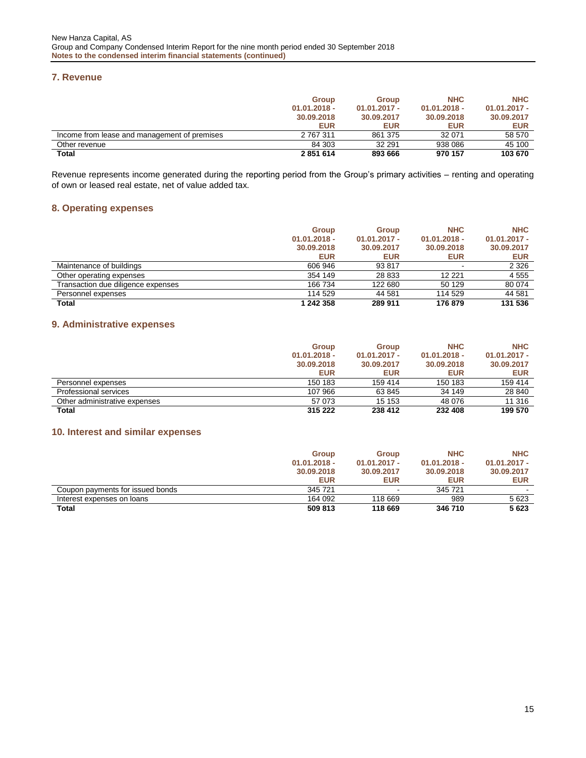## 7. Revenue

| | Group 01.01.2018 - 30.09.2018 EUR | Group 01.01.2017 - 30.09.2017 EUR | NHC 01.01.2018 - 30.09.2018 EUR | NHC 01.01.2017 - 30.09.2017 EUR |
|---|---|---|---|---|
| Income from lease and management of premises | 2 767 311 | 861 375 | 32 071 | 58 570 |
| Other revenue | 84 303 | 32 291 | 938 086 | 45 100 |
| **Total** | **2 851 614** | **893 666** | **970 157** | **103 670** |

Revenue represents income generated during the reporting period from the Group's primary activities – renting and operating of own or leased real estate, net of value added tax.

## 8. Operating expenses

| | Group 01.01.2018 - 30.09.2018 EUR | Group 01.01.2017 - 30.09.2017 EUR | NHC 01.01.2018 - 30.09.2018 EUR | NHC 01.01.2017 - 30.09.2017 EUR |
|---|---|---|---|---|
| Maintenance of buildings | 606 946 | 93 817 | - | 2 326 |
| Other operating expenses | 354 149 | 28 833 | 12 221 | 4 555 |
| Transaction due diligence expenses | 166 734 | 122 680 | 50 129 | 80 074 |
| Personnel expenses | 114 529 | 44 581 | 114 529 | 44 581 |
| **Total** | **1 242 358** | **289 911** | **176 879** | **131 536** |

## 9. Administrative expenses

| | Group 01.01.2018 - 30.09.2018 EUR | Group 01.01.2017 - 30.09.2017 EUR | NHC 01.01.2018 - 30.09.2018 EUR | NHC 01.01.2017 - 30.09.2017 EUR |
|---|---|---|---|---|
| Personnel expenses | 150 183 | 159 414 | 150 183 | 159 414 |
| Professional services | 107 966 | 63 845 | 34 149 | 28 840 |
| Other administrative expenses | 57 073 | 15 153 | 48 076 | 11 316 |
| **Total** | **315 222** | **238 412** | **232 408** | **199 570** |

## 10. Interest and similar expenses

| | Group 01.01.2018 - 30.09.2018 EUR | Group 01.01.2017 - 30.09.2017 EUR | NHC 01.01.2018 - 30.09.2018 EUR | NHC 01.01.2017 - 30.09.2017 EUR |
|---|---|---|---|---|
| Coupon payments for issued bonds | 345 721 | - | 345 721 | - |
| Interest expenses on loans | 164 092 | 118 669 | 989 | 5 623 |
| **Total** | **509 813** | **118 669** | **346 710** | **5 623** |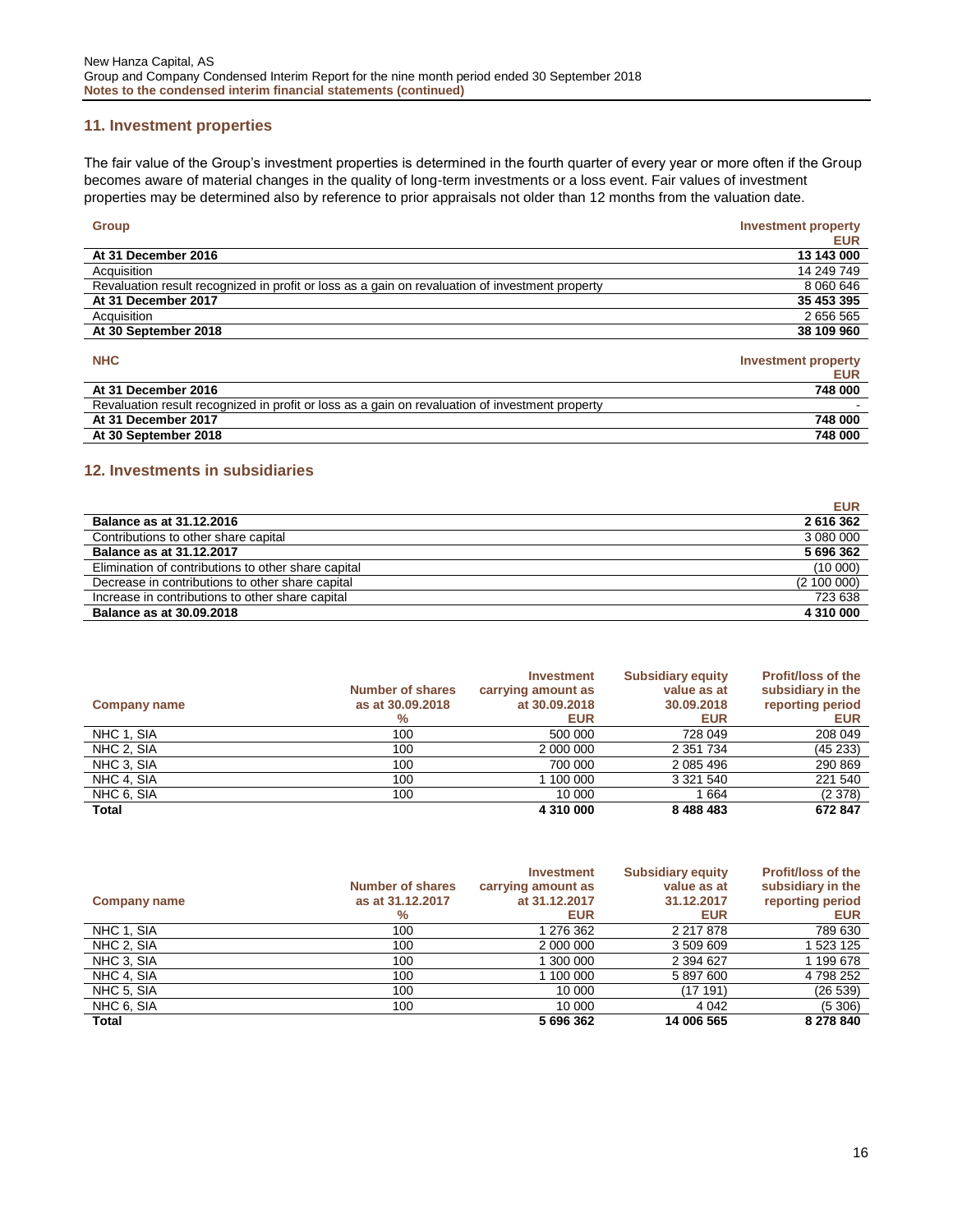## 11. Investment properties

The fair value of the Group's investment properties is determined in the fourth quarter of every year or more often if the Group becomes aware of material changes in the quality of long-term investments or a loss event. Fair values of investment properties may be determined also by reference to prior appraisals not older than 12 months from the valuation date.

| Group | Investment property EUR |
|---|---|
| **At 31 December 2016** | **13 143 000** |
| Acquisition | 14 249 749 |
| Revaluation result recognized in profit or loss as a gain on revaluation of investment property | 8 060 646 |
| **At 31 December 2017** | **35 453 395** |
| Acquisition | 2 656 565 |
| **At 30 September 2018** | **38 109 960** |

| NHC | Investment property EUR |
|---|---|
| **At 31 December 2016** | **748 000** |
| Revaluation result recognized in profit or loss as a gain on revaluation of investment property | - |
| **At 31 December 2017** | **748 000** |
| **At 30 September 2018** | **748 000** |

## 12. Investments in subsidiaries

| | EUR |
|---|---|
| **Balance as at 31.12.2016** | **2 616 362** |
| Contributions to other share capital | 3 080 000 |
| **Balance as at 31.12.2017** | **5 696 362** |
| Elimination of contributions to other share capital | (10 000) |
| Decrease in contributions to other share capital | (2 100 000) |
| Increase in contributions to other share capital | 723 638 |
| **Balance as at 30.09.2018** | **4 310 000** |

| Company name | Number of shares as at 30.09.2018 % | Investment carrying amount as at 30.09.2018 EUR | Subsidiary equity value as at 30.09.2018 EUR | Profit/loss of the subsidiary in the reporting period EUR |
|---|---|---|---|---|
| NHC 1, SIA | 100 | 500 000 | 728 049 | 208 049 |
| NHC 2, SIA | 100 | 2 000 000 | 2 351 734 | (45 233) |
| NHC 3, SIA | 100 | 700 000 | 2 085 496 | 290 869 |
| NHC 4, SIA | 100 | 1 100 000 | 3 321 540 | 221 540 |
| NHC 6, SIA | 100 | 10 000 | 1 664 | (2 378) |
| **Total** | | **4 310 000** | **8 488 483** | **672 847** |

| Company name | Number of shares as at 31.12.2017 % | Investment carrying amount as at 31.12.2017 EUR | Subsidiary equity value as at 31.12.2017 EUR | Profit/loss of the subsidiary in the reporting period EUR |
|---|---|---|---|---|
| NHC 1, SIA | 100 | 1 276 362 | 2 217 878 | 789 630 |
| NHC 2, SIA | 100 | 2 000 000 | 3 509 609 | 1 523 125 |
| NHC 3, SIA | 100 | 1 300 000 | 2 394 627 | 1 199 678 |
| NHC 4, SIA | 100 | 1 100 000 | 5 897 600 | 4 798 252 |
| NHC 5, SIA | 100 | 10 000 | (17 191) | (26 539) |
| NHC 6, SIA | 100 | 10 000 | 4 042 | (5 306) |
| **Total** | | **5 696 362** | **14 006 565** | **8 278 840** |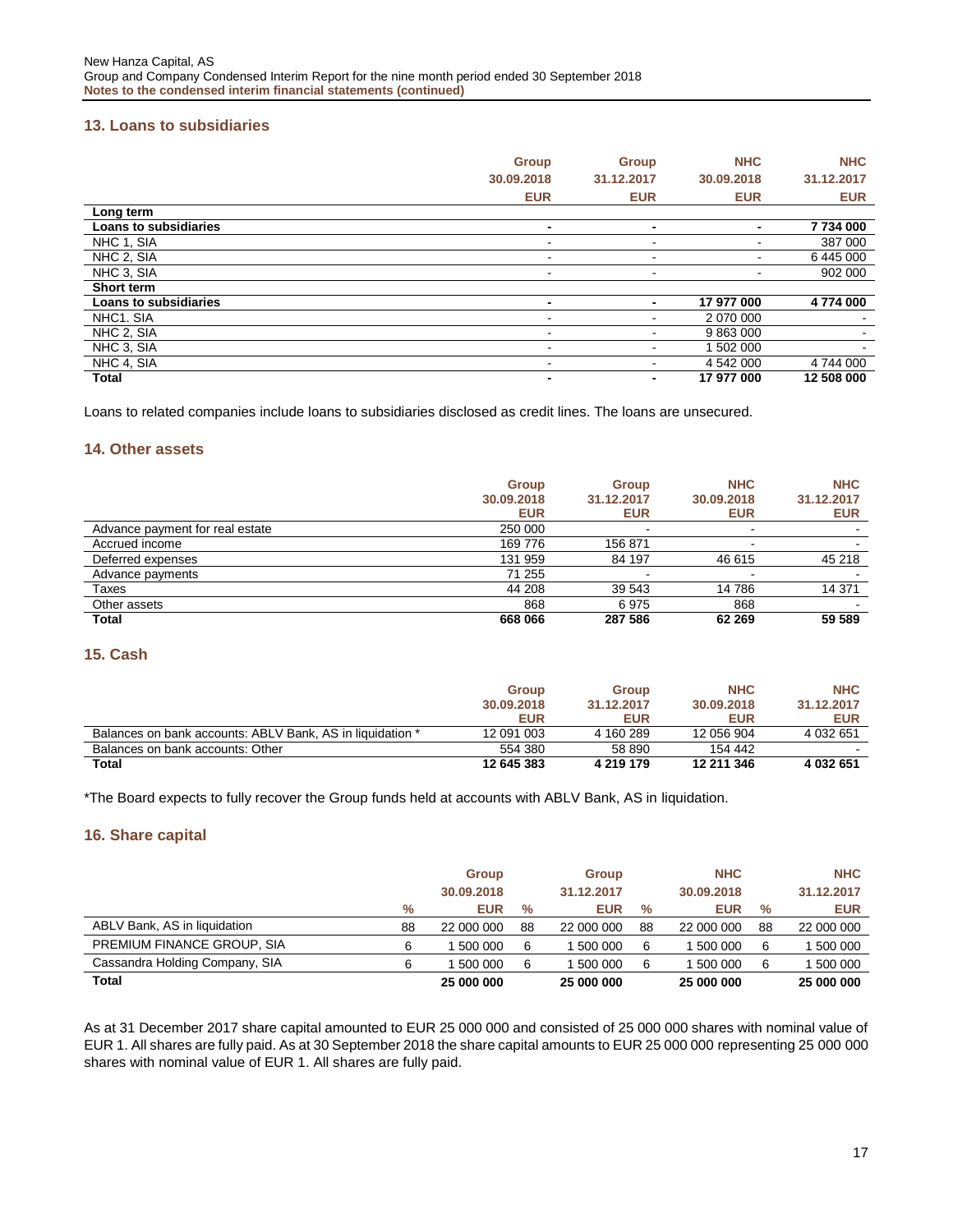## 13. Loans to subsidiaries

| | Group 30.09.2018 EUR | Group 31.12.2017 EUR | NHC 30.09.2018 EUR | NHC 31.12.2017 EUR |
|---|---|---|---|---|
| **Long term** | | | | |
| **Loans to subsidiaries** | **-** | **-** | **-** | **7 734 000** |
| NHC 1, SIA | - | - | - | 387 000 |
| NHC 2, SIA | - | - | - | 6 445 000 |
| NHC 3, SIA | - | - | - | 902 000 |
| **Short term** | | | | |
| **Loans to subsidiaries** | **-** | **-** | **17 977 000** | **4 774 000** |
| NHC1. SIA | - | - | 2 070 000 | - |
| NHC 2, SIA | - | - | 9 863 000 | - |
| NHC 3, SIA | - | - | 1 502 000 | - |
| NHC 4, SIA | - | - | 4 542 000 | 4 744 000 |
| **Total** | **-** | **-** | **17 977 000** | **12 508 000** |

Loans to related companies include loans to subsidiaries disclosed as credit lines. The loans are unsecured.

## 14. Other assets

| | Group 30.09.2018 EUR | Group 31.12.2017 EUR | NHC 30.09.2018 EUR | NHC 31.12.2017 EUR |
|---|---|---|---|---|
| Advance payment for real estate | 250 000 | - | - | - |
| Accrued income | 169 776 | 156 871 | - | - |
| Deferred expenses | 131 959 | 84 197 | 46 615 | 45 218 |
| Advance payments | 71 255 | - | - | - |
| Taxes | 44 208 | 39 543 | 14 786 | 14 371 |
| Other assets | 868 | 6 975 | 868 | - |
| **Total** | **668 066** | **287 586** | **62 269** | **59 589** |

## 15. Cash

| | Group 30.09.2018 EUR | Group 31.12.2017 EUR | NHC 30.09.2018 EUR | NHC 31.12.2017 EUR |
|---|---|---|---|---|
| Balances on bank accounts: ABLV Bank, AS in liquidation * | 12 091 003 | 4 160 289 | 12 056 904 | 4 032 651 |
| Balances on bank accounts: Other | 554 380 | 58 890 | 154 442 | - |
| **Total** | **12 645 383** | **4 219 179** | **12 211 346** | **4 032 651** |

*The Board expects to fully recover the Group funds held at accounts with ABLV Bank, AS in liquidation.

## 16. Share capital

| | % | Group 30.09.2018 EUR | % | Group 31.12.2017 EUR | % | NHC 30.09.2018 EUR | % | NHC 31.12.2017 EUR |
|---|---|---|---|---|---|---|---|---|
| ABLV Bank, AS in liquidation | 88 | 22 000 000 | 88 | 22 000 000 | 88 | 22 000 000 | 88 | 22 000 000 |
| PREMIUM FINANCE GROUP, SIA | 6 | 1 500 000 | 6 | 1 500 000 | 6 | 1 500 000 | 6 | 1 500 000 |
| Cassandra Holding Company, SIA | 6 | 1 500 000 | 6 | 1 500 000 | 6 | 1 500 000 | 6 | 1 500 000 |
| **Total** | | **25 000 000** | | **25 000 000** | | **25 000 000** | | **25 000 000** |

As at 31 December 2017 share capital amounted to EUR 25 000 000 and consisted of 25 000 000 shares with nominal value of EUR 1. All shares are fully paid. As at 30 September 2018 the share capital amounts to EUR 25 000 000 representing 25 000 000 shares with nominal value of EUR 1. All shares are fully paid.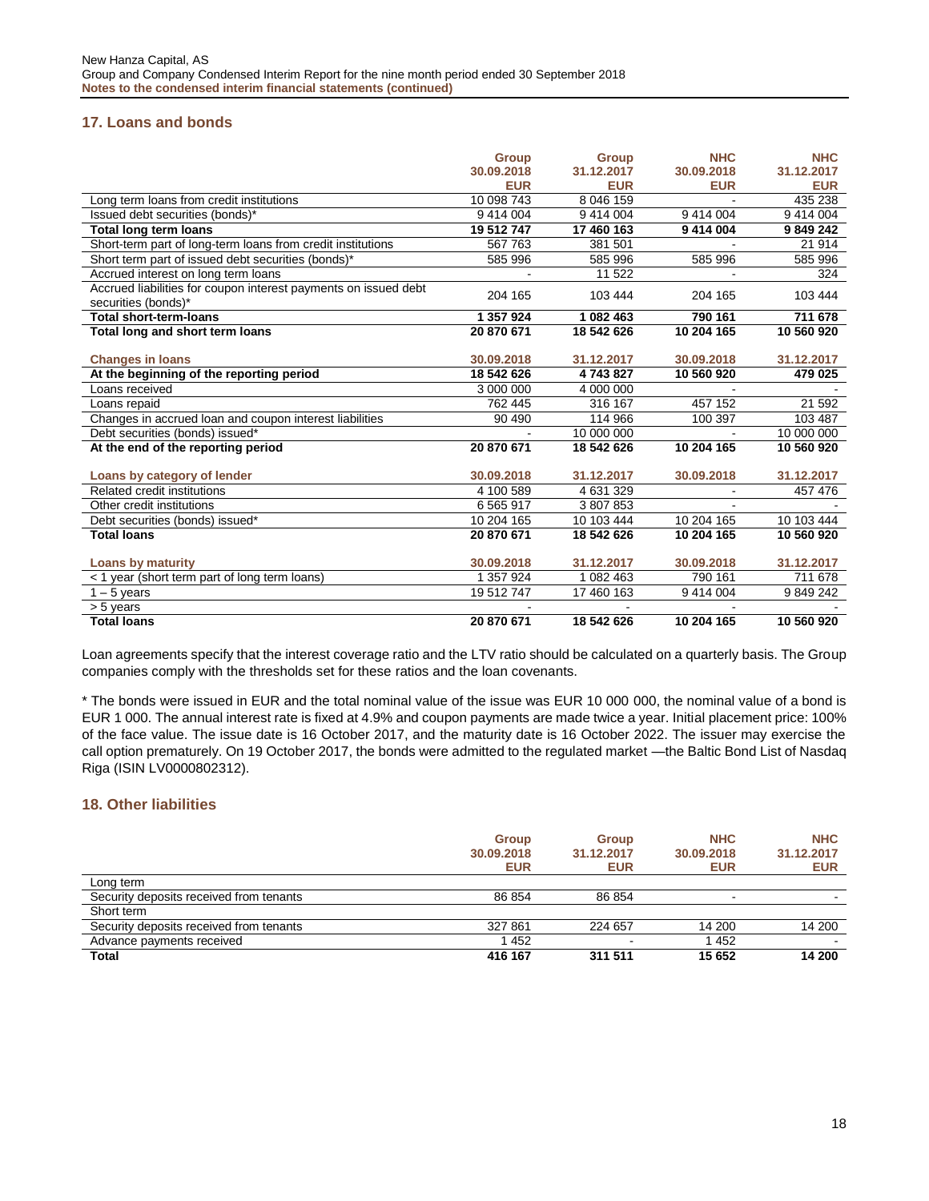## 17. Loans and bonds

| | Group 30.09.2018 EUR | Group 31.12.2017 EUR | NHC 30.09.2018 EUR | NHC 31.12.2017 EUR |
|---|---|---|---|---|
| Long term loans from credit institutions | 10 098 743 | 8 046 159 | - | 435 238 |
| Issued debt securities (bonds)* | 9 414 004 | 9 414 004 | 9 414 004 | 9 414 004 |
| **Total long term loans** | **19 512 747** | **17 460 163** | **9 414 004** | **9 849 242** |
| Short-term part of long-term loans from credit institutions | 567 763 | 381 501 | - | 21 914 |
| Short term part of issued debt securities (bonds)* | 585 996 | 585 996 | 585 996 | 585 996 |
| Accrued interest on long term loans | - | 11 522 | - | 324 |
| Accrued liabilities for coupon interest payments on issued debt securities (bonds)* | 204 165 | 103 444 | 204 165 | 103 444 |
| **Total short-term-loans** | **1 357 924** | **1 082 463** | **790 161** | **711 678** |
| **Total long and short term loans** | **20 870 671** | **18 542 626** | **10 204 165** | **10 560 920** |

| Changes in loans | 30.09.2018 | 31.12.2017 | 30.09.2018 | 31.12.2017 |
|---|---|---|---|---|
| **At the beginning of the reporting period** | **18 542 626** | **4 743 827** | **10 560 920** | **479 025** |
| Loans received | 3 000 000 | 4 000 000 | - | - |
| Loans repaid | 762 445 | 316 167 | 457 152 | 21 592 |
| Changes in accrued loan and coupon interest liabilities | 90 490 | 114 966 | 100 397 | 103 487 |
| Debt securities (bonds) issued* | - | 10 000 000 | - | 10 000 000 |
| **At the end of the reporting period** | **20 870 671** | **18 542 626** | **10 204 165** | **10 560 920** |

| Loans by category of lender | 30.09.2018 | 31.12.2017 | 30.09.2018 | 31.12.2017 |
|---|---|---|---|---|
| Related credit institutions | 4 100 589 | 4 631 329 | - | 457 476 |
| Other credit institutions | 6 565 917 | 3 807 853 | - | - |
| Debt securities (bonds) issued* | 10 204 165 | 10 103 444 | 10 204 165 | 10 103 444 |
| **Total loans** | **20 870 671** | **18 542 626** | **10 204 165** | **10 560 920** |

| Loans by maturity | 30.09.2018 | 31.12.2017 | 30.09.2018 | 31.12.2017 |
|---|---|---|---|---|
| < 1 year (short term part of long term loans) | 1 357 924 | 1 082 463 | 790 161 | 711 678 |
| 1 – 5 years | 19 512 747 | 17 460 163 | 9 414 004 | 9 849 242 |
| > 5 years | - | - | - | - |
| **Total loans** | **20 870 671** | **18 542 626** | **10 204 165** | **10 560 920** |

Loan agreements specify that the interest coverage ratio and the LTV ratio should be calculated on a quarterly basis. The Group companies comply with the thresholds set for these ratios and the loan covenants.

* The bonds were issued in EUR and the total nominal value of the issue was EUR 10 000 000, the nominal value of a bond is EUR 1 000. The annual interest rate is fixed at 4.9% and coupon payments are made twice a year. Initial placement price: 100% of the face value. The issue date is 16 October 2017, and the maturity date is 16 October 2022. The issuer may exercise the call option prematurely. On 19 October 2017, the bonds were admitted to the regulated market —the Baltic Bond List of Nasdaq Riga (ISIN LV0000802312).

## 18. Other liabilities

| | Group 30.09.2018 EUR | Group 31.12.2017 EUR | NHC 30.09.2018 EUR | NHC 31.12.2017 EUR |
|---|---|---|---|---|
| Long term | | | | |
| Security deposits received from tenants | 86 854 | 86 854 | - | - |
| Short term | | | | |
| Security deposits received from tenants | 327 861 | 224 657 | 14 200 | 14 200 |
| Advance payments received | 1 452 | - | 1 452 | - |
| **Total** | **416 167** | **311 511** | **15 652** | **14 200** |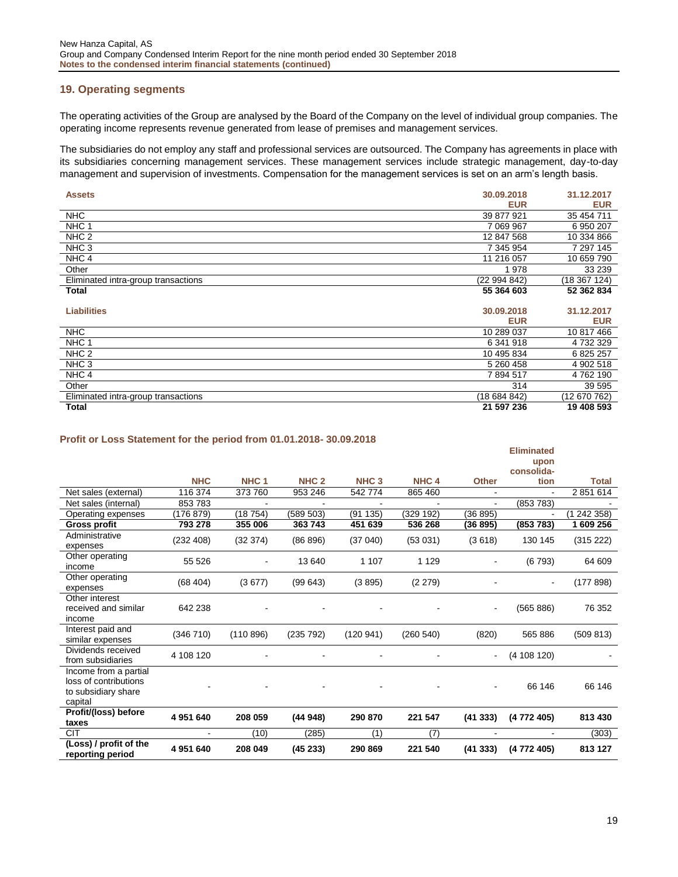## 19. Operating segments

The operating activities of the Group are analysed by the Board of the Company on the level of individual group companies. The operating income represents revenue generated from lease of premises and management services.

The subsidiaries do not employ any staff and professional services are outsourced. The Company has agreements in place with its subsidiaries concerning management services. These management services include strategic management, day-to-day management and supervision of investments. Compensation for the management services is set on an arm's length basis.

| Assets | 30.09.2018 EUR | 31.12.2017 EUR |
|---|---|---|
| NHC | 39 877 921 | 35 454 711 |
| NHC 1 | 7 069 967 | 6 950 207 |
| NHC 2 | 12 847 568 | 10 334 866 |
| NHC 3 | 7 345 954 | 7 297 145 |
| NHC 4 | 11 216 057 | 10 659 790 |
| Other | 1 978 | 33 239 |
| Eliminated intra-group transactions | (22 994 842) | (18 367 124) |
| **Total** | **55 364 603** | **52 362 834** |

| Liabilities | 30.09.2018 EUR | 31.12.2017 EUR |
|---|---|---|
| NHC | 10 289 037 | 10 817 466 |
| NHC 1 | 6 341 918 | 4 732 329 |
| NHC 2 | 10 495 834 | 6 825 257 |
| NHC 3 | 5 260 458 | 4 902 518 |
| NHC 4 | 7 894 517 | 4 762 190 |
| Other | 314 | 39 595 |
| Eliminated intra-group transactions | (18 684 842) | (12 670 762) |
| **Total** | **21 597 236** | **19 408 593** |

### Profit or Loss Statement for the period from 01.01.2018- 30.09.2018

| | NHC | NHC 1 | NHC 2 | NHC 3 | NHC 4 | Other | Eliminated upon consolidation | Total |
|---|---|---|---|---|---|---|---|---|
| Net sales (external) | 116 374 | 373 760 | 953 246 | 542 774 | 865 460 | - | - | 2 851 614 |
| Net sales (internal) | 853 783 | - | - | - | - | - | (853 783) | - |
| Operating expenses | (176 879) | (18 754) | (589 503) | (91 135) | (329 192) | (36 895) | - | (1 242 358) |
| **Gross profit** | **793 278** | **355 006** | **363 743** | **451 639** | **536 268** | **(36 895)** | **(853 783)** | **1 609 256** |
| Administrative expenses | (232 408) | (32 374) | (86 896) | (37 040) | (53 031) | (3 618) | 130 145 | (315 222) |
| Other operating income | 55 526 | - | 13 640 | 1 107 | 1 129 | - | (6 793) | 64 609 |
| Other operating expenses | (68 404) | (3 677) | (99 643) | (3 895) | (2 279) | - | - | (177 898) |
| Other interest received and similar income | 642 238 | - | - | - | - | - | (565 886) | 76 352 |
| Interest paid and similar expenses | (346 710) | (110 896) | (235 792) | (120 941) | (260 540) | (820) | 565 886 | (509 813) |
| Dividends received from subsidiaries | 4 108 120 | - | - | - | - | - | (4 108 120) | - |
| Income from a partial loss of contributions to subsidiary share capital | - | - | - | - | - | - | 66 146 | 66 146 |
| **Profit/(loss) before taxes** | **4 951 640** | **208 059** | **(44 948)** | **290 870** | **221 547** | **(41 333)** | **(4 772 405)** | **813 430** |
| CIT | - | (10) | (285) | (1) | (7) | - | - | (303) |
| **(Loss) / profit of the reporting period** | **4 951 640** | **208 049** | **(45 233)** | **290 869** | **221 540** | **(41 333)** | **(4 772 405)** | **813 127** |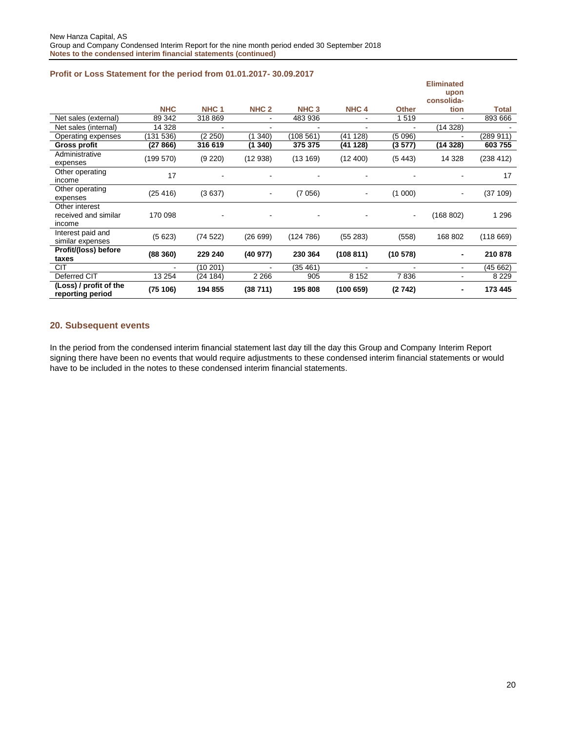### Profit or Loss Statement for the period from 01.01.2017- 30.09.2017

| | NHC | NHC 1 | NHC 2 | NHC 3 | NHC 4 | Other | Eliminated upon consolida-tion | Total |
|---|---|---|---|---|---|---|---|---|
| Net sales (external) | 89 342 | 318 869 | - | 483 936 | - | 1 519 | - | 893 666 |
| Net sales (internal) | 14 328 | - | - | - | - | - | (14 328) | - |
| Operating expenses | (131 536) | (2 250) | (1 340) | (108 561) | (41 128) | (5 096) | - | (289 911) |
| **Gross profit** | **(27 866)** | **316 619** | **(1 340)** | **375 375** | **(41 128)** | **(3 577)** | **(14 328)** | **603 755** |
| Administrative expenses | (199 570) | (9 220) | (12 938) | (13 169) | (12 400) | (5 443) | 14 328 | (238 412) |
| Other operating income | 17 | - | - | - | - | - | - | 17 |
| Other operating expenses | (25 416) | (3 637) | - | (7 056) | - | (1 000) | - | (37 109) |
| Other interest received and similar income | 170 098 | - | - | - | - | - | (168 802) | 1 296 |
| Interest paid and similar expenses | (5 623) | (74 522) | (26 699) | (124 786) | (55 283) | (558) | 168 802 | (118 669) |
| **Profit/(loss) before taxes** | **(88 360)** | **229 240** | **(40 977)** | **230 364** | **(108 811)** | **(10 578)** | **-** | **210 878** |
| CIT | - | (10 201) | - | (35 461) | - | - | - | (45 662) |
| Deferred CIT | 13 254 | (24 184) | 2 266 | 905 | 8 152 | 7 836 | - | 8 229 |
| **(Loss) / profit of the reporting period** | **(75 106)** | **194 855** | **(38 711)** | **195 808** | **(100 659)** | **(2 742)** | **-** | **173 445** |

## 20. Subsequent events

In the period from the condensed interim financial statement last day till the day this Group and Company Interim Report signing there have been no events that would require adjustments to these condensed interim financial statements or would have to be included in the notes to these condensed interim financial statements.